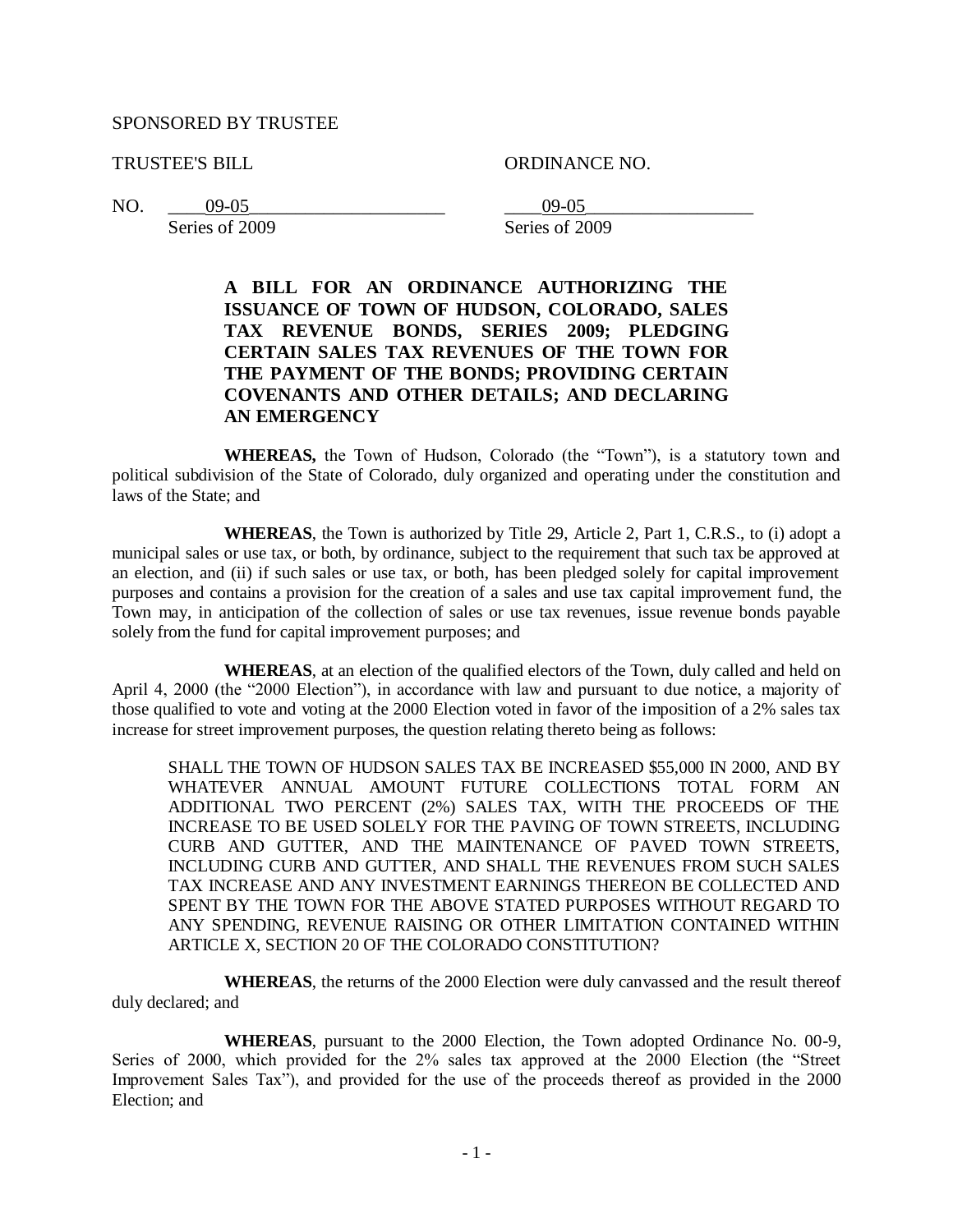SPONSORED BY TRUSTEE

TRUSTEE'S BILL ORDINANCE NO.

NO. ____09-05____________________ ____09-05__________________
Series of 2009 Series of 2009

**A BILL FOR AN ORDINANCE AUTHORIZING THE ISSUANCE OF TOWN OF HUDSON, COLORADO, SALES TAX REVENUE BONDS, SERIES 2009; PLEDGING CERTAIN SALES TAX REVENUES OF THE TOWN FOR THE PAYMENT OF THE BONDS; PROVIDING CERTAIN COVENANTS AND OTHER DETAILS; AND DECLARING AN EMERGENCY**

**WHEREAS,** the Town of Hudson, Colorado (the "Town"), is a statutory town and political subdivision of the State of Colorado, duly organized and operating under the constitution and laws of the State; and

**WHEREAS**, the Town is authorized by Title 29, Article 2, Part 1, C.R.S., to (i) adopt a municipal sales or use tax, or both, by ordinance, subject to the requirement that such tax be approved at an election, and (ii) if such sales or use tax, or both, has been pledged solely for capital improvement purposes and contains a provision for the creation of a sales and use tax capital improvement fund, the Town may, in anticipation of the collection of sales or use tax revenues, issue revenue bonds payable solely from the fund for capital improvement purposes; and

**WHEREAS**, at an election of the qualified electors of the Town, duly called and held on April 4, 2000 (the "2000 Election"), in accordance with law and pursuant to due notice, a majority of those qualified to vote and voting at the 2000 Election voted in favor of the imposition of a 2% sales tax increase for street improvement purposes, the question relating thereto being as follows:

> SHALL THE TOWN OF HUDSON SALES TAX BE INCREASED $55,000 IN 2000, AND BY WHATEVER ANNUAL AMOUNT FUTURE COLLECTIONS TOTAL FORM AN ADDITIONAL TWO PERCENT (2%) SALES TAX, WITH THE PROCEEDS OF THE INCREASE TO BE USED SOLELY FOR THE PAVING OF TOWN STREETS, INCLUDING CURB AND GUTTER, AND THE MAINTENANCE OF PAVED TOWN STREETS, INCLUDING CURB AND GUTTER, AND SHALL THE REVENUES FROM SUCH SALES TAX INCREASE AND ANY INVESTMENT EARNINGS THEREON BE COLLECTED AND SPENT BY THE TOWN FOR THE ABOVE STATED PURPOSES WITHOUT REGARD TO ANY SPENDING, REVENUE RAISING OR OTHER LIMITATION CONTAINED WITHIN ARTICLE X, SECTION 20 OF THE COLORADO CONSTITUTION?

**WHEREAS**, the returns of the 2000 Election were duly canvassed and the result thereof duly declared; and

**WHEREAS**, pursuant to the 2000 Election, the Town adopted Ordinance No. 00-9, Series of 2000, which provided for the 2% sales tax approved at the 2000 Election (the "Street Improvement Sales Tax"), and provided for the use of the proceeds thereof as provided in the 2000 Election; and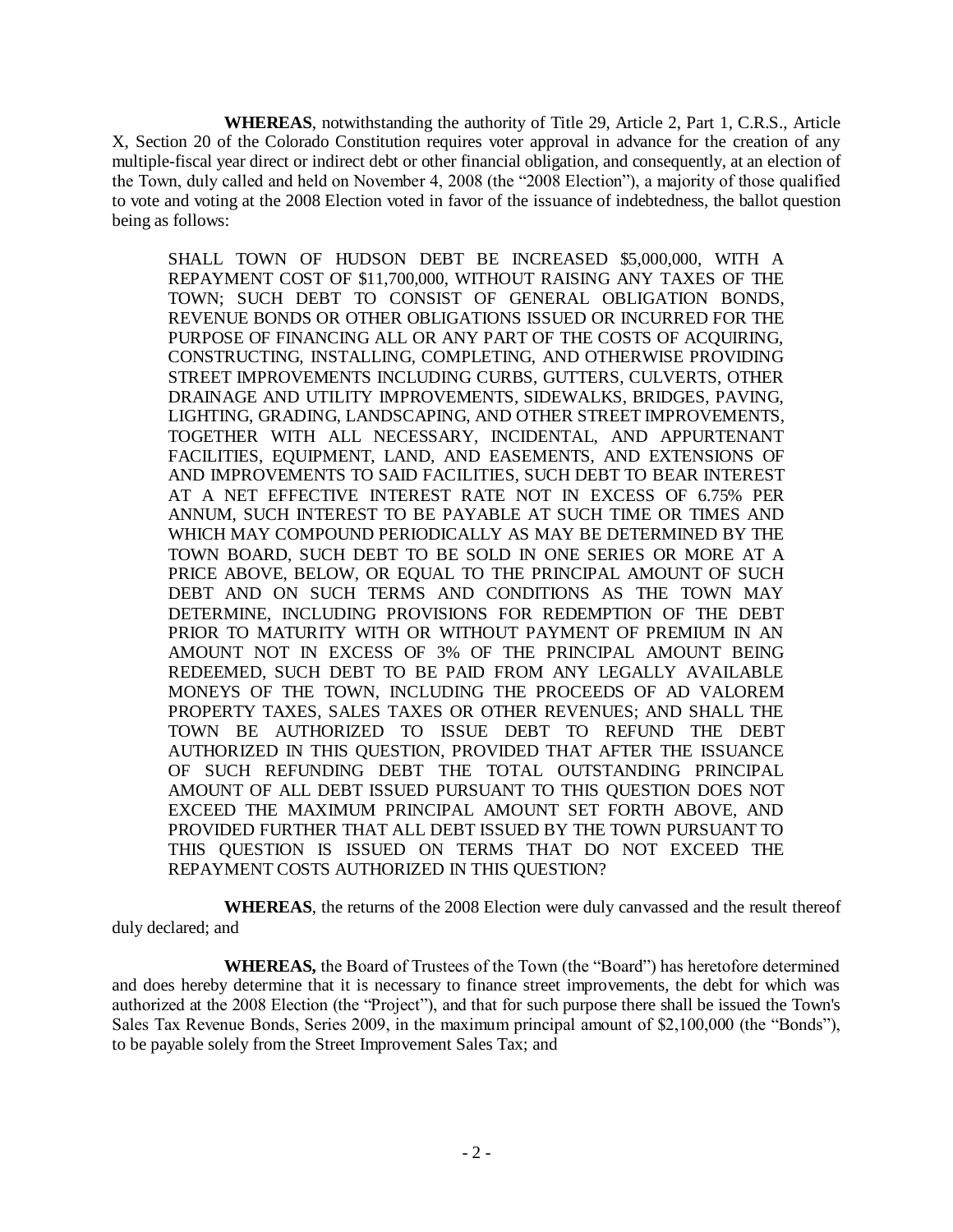**WHEREAS**, notwithstanding the authority of Title 29, Article 2, Part 1, C.R.S., Article X, Section 20 of the Colorado Constitution requires voter approval in advance for the creation of any multiple-fiscal year direct or indirect debt or other financial obligation, and consequently, at an election of the Town, duly called and held on November 4, 2008 (the "2008 Election"), a majority of those qualified to vote and voting at the 2008 Election voted in favor of the issuance of indebtedness, the ballot question being as follows:

> SHALL TOWN OF HUDSON DEBT BE INCREASED $5,000,000, WITH A REPAYMENT COST OF $11,700,000, WITHOUT RAISING ANY TAXES OF THE TOWN; SUCH DEBT TO CONSIST OF GENERAL OBLIGATION BONDS, REVENUE BONDS OR OTHER OBLIGATIONS ISSUED OR INCURRED FOR THE PURPOSE OF FINANCING ALL OR ANY PART OF THE COSTS OF ACQUIRING, CONSTRUCTING, INSTALLING, COMPLETING, AND OTHERWISE PROVIDING STREET IMPROVEMENTS INCLUDING CURBS, GUTTERS, CULVERTS, OTHER DRAINAGE AND UTILITY IMPROVEMENTS, SIDEWALKS, BRIDGES, PAVING, LIGHTING, GRADING, LANDSCAPING, AND OTHER STREET IMPROVEMENTS, TOGETHER WITH ALL NECESSARY, INCIDENTAL, AND APPURTENANT FACILITIES, EQUIPMENT, LAND, AND EASEMENTS, AND EXTENSIONS OF AND IMPROVEMENTS TO SAID FACILITIES, SUCH DEBT TO BEAR INTEREST AT A NET EFFECTIVE INTEREST RATE NOT IN EXCESS OF 6.75% PER ANNUM, SUCH INTEREST TO BE PAYABLE AT SUCH TIME OR TIMES AND WHICH MAY COMPOUND PERIODICALLY AS MAY BE DETERMINED BY THE TOWN BOARD, SUCH DEBT TO BE SOLD IN ONE SERIES OR MORE AT A PRICE ABOVE, BELOW, OR EQUAL TO THE PRINCIPAL AMOUNT OF SUCH DEBT AND ON SUCH TERMS AND CONDITIONS AS THE TOWN MAY DETERMINE, INCLUDING PROVISIONS FOR REDEMPTION OF THE DEBT PRIOR TO MATURITY WITH OR WITHOUT PAYMENT OF PREMIUM IN AN AMOUNT NOT IN EXCESS OF 3% OF THE PRINCIPAL AMOUNT BEING REDEEMED, SUCH DEBT TO BE PAID FROM ANY LEGALLY AVAILABLE MONEYS OF THE TOWN, INCLUDING THE PROCEEDS OF AD VALOREM PROPERTY TAXES, SALES TAXES OR OTHER REVENUES; AND SHALL THE TOWN BE AUTHORIZED TO ISSUE DEBT TO REFUND THE DEBT AUTHORIZED IN THIS QUESTION, PROVIDED THAT AFTER THE ISSUANCE OF SUCH REFUNDING DEBT THE TOTAL OUTSTANDING PRINCIPAL AMOUNT OF ALL DEBT ISSUED PURSUANT TO THIS QUESTION DOES NOT EXCEED THE MAXIMUM PRINCIPAL AMOUNT SET FORTH ABOVE, AND PROVIDED FURTHER THAT ALL DEBT ISSUED BY THE TOWN PURSUANT TO THIS QUESTION IS ISSUED ON TERMS THAT DO NOT EXCEED THE REPAYMENT COSTS AUTHORIZED IN THIS QUESTION?

**WHEREAS**, the returns of the 2008 Election were duly canvassed and the result thereof duly declared; and

**WHEREAS,** the Board of Trustees of the Town (the "Board") has heretofore determined and does hereby determine that it is necessary to finance street improvements, the debt for which was authorized at the 2008 Election (the "Project"), and that for such purpose there shall be issued the Town's Sales Tax Revenue Bonds, Series 2009, in the maximum principal amount of $2,100,000 (the "Bonds"), to be payable solely from the Street Improvement Sales Tax; and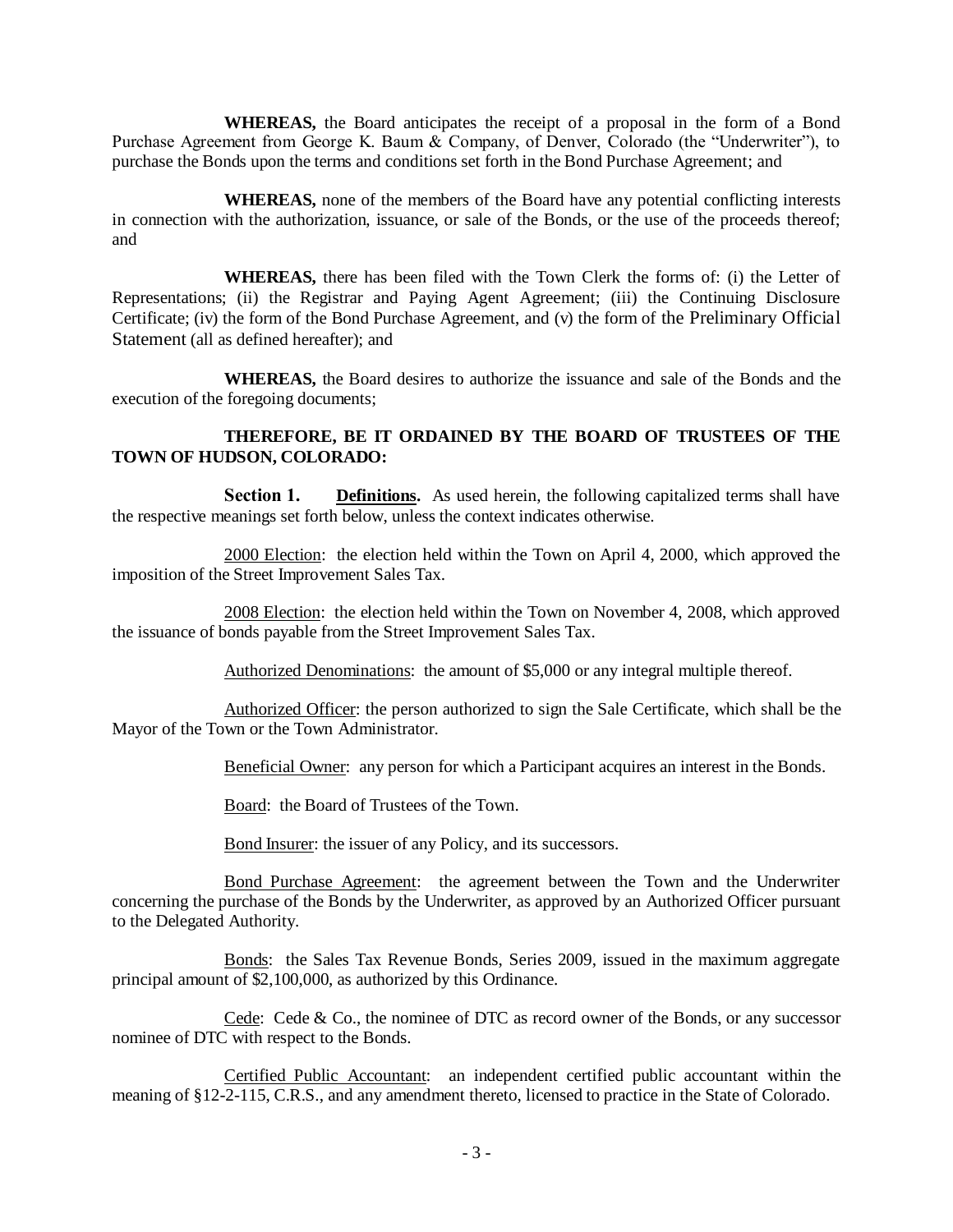**WHEREAS,** the Board anticipates the receipt of a proposal in the form of a Bond Purchase Agreement from George K. Baum & Company, of Denver, Colorado (the "Underwriter"), to purchase the Bonds upon the terms and conditions set forth in the Bond Purchase Agreement; and

**WHEREAS,** none of the members of the Board have any potential conflicting interests in connection with the authorization, issuance, or sale of the Bonds, or the use of the proceeds thereof; and

**WHEREAS,** there has been filed with the Town Clerk the forms of: (i) the Letter of Representations; (ii) the Registrar and Paying Agent Agreement; (iii) the Continuing Disclosure Certificate; (iv) the form of the Bond Purchase Agreement, and (v) the form of the Preliminary Official Statement (all as defined hereafter); and

**WHEREAS,** the Board desires to authorize the issuance and sale of the Bonds and the execution of the foregoing documents;

**THEREFORE, BE IT ORDAINED BY THE BOARD OF TRUSTEES OF THE TOWN OF HUDSON, COLORADO:**

**Section 1. Definitions.** As used herein, the following capitalized terms shall have the respective meanings set forth below, unless the context indicates otherwise.

2000 Election: the election held within the Town on April 4, 2000, which approved the imposition of the Street Improvement Sales Tax.

2008 Election: the election held within the Town on November 4, 2008, which approved the issuance of bonds payable from the Street Improvement Sales Tax.

Authorized Denominations: the amount of $5,000 or any integral multiple thereof.

Authorized Officer: the person authorized to sign the Sale Certificate, which shall be the Mayor of the Town or the Town Administrator.

Beneficial Owner: any person for which a Participant acquires an interest in the Bonds.

Board: the Board of Trustees of the Town.

Bond Insurer: the issuer of any Policy, and its successors.

Bond Purchase Agreement: the agreement between the Town and the Underwriter concerning the purchase of the Bonds by the Underwriter, as approved by an Authorized Officer pursuant to the Delegated Authority.

Bonds: the Sales Tax Revenue Bonds, Series 2009, issued in the maximum aggregate principal amount of $2,100,000, as authorized by this Ordinance.

Cede: Cede & Co., the nominee of DTC as record owner of the Bonds, or any successor nominee of DTC with respect to the Bonds.

Certified Public Accountant: an independent certified public accountant within the meaning of §12-2-115, C.R.S., and any amendment thereto, licensed to practice in the State of Colorado.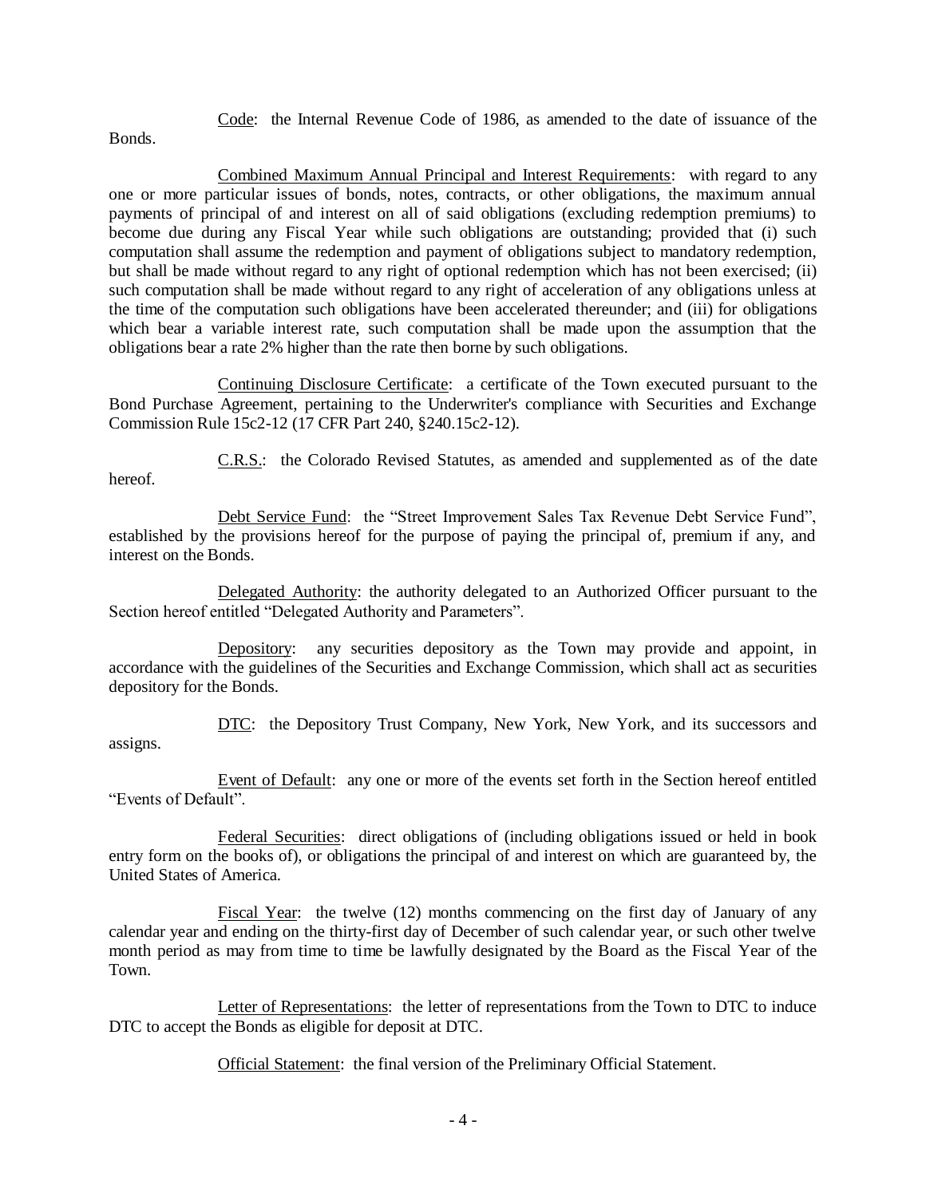Code: the Internal Revenue Code of 1986, as amended to the date of issuance of the Bonds.

Combined Maximum Annual Principal and Interest Requirements: with regard to any one or more particular issues of bonds, notes, contracts, or other obligations, the maximum annual payments of principal of and interest on all of said obligations (excluding redemption premiums) to become due during any Fiscal Year while such obligations are outstanding; provided that (i) such computation shall assume the redemption and payment of obligations subject to mandatory redemption, but shall be made without regard to any right of optional redemption which has not been exercised; (ii) such computation shall be made without regard to any right of acceleration of any obligations unless at the time of the computation such obligations have been accelerated thereunder; and (iii) for obligations which bear a variable interest rate, such computation shall be made upon the assumption that the obligations bear a rate 2% higher than the rate then borne by such obligations.

Continuing Disclosure Certificate: a certificate of the Town executed pursuant to the Bond Purchase Agreement, pertaining to the Underwriter's compliance with Securities and Exchange Commission Rule 15c2-12 (17 CFR Part 240, §240.15c2-12).

C.R.S.: the Colorado Revised Statutes, as amended and supplemented as of the date hereof.

Debt Service Fund: the "Street Improvement Sales Tax Revenue Debt Service Fund", established by the provisions hereof for the purpose of paying the principal of, premium if any, and interest on the Bonds.

Delegated Authority: the authority delegated to an Authorized Officer pursuant to the Section hereof entitled "Delegated Authority and Parameters".

Depository: any securities depository as the Town may provide and appoint, in accordance with the guidelines of the Securities and Exchange Commission, which shall act as securities depository for the Bonds.

DTC: the Depository Trust Company, New York, New York, and its successors and assigns.

Event of Default: any one or more of the events set forth in the Section hereof entitled "Events of Default".

Federal Securities: direct obligations of (including obligations issued or held in book entry form on the books of), or obligations the principal of and interest on which are guaranteed by, the United States of America.

Fiscal Year: the twelve (12) months commencing on the first day of January of any calendar year and ending on the thirty-first day of December of such calendar year, or such other twelve month period as may from time to time be lawfully designated by the Board as the Fiscal Year of the Town.

Letter of Representations: the letter of representations from the Town to DTC to induce DTC to accept the Bonds as eligible for deposit at DTC.

Official Statement: the final version of the Preliminary Official Statement.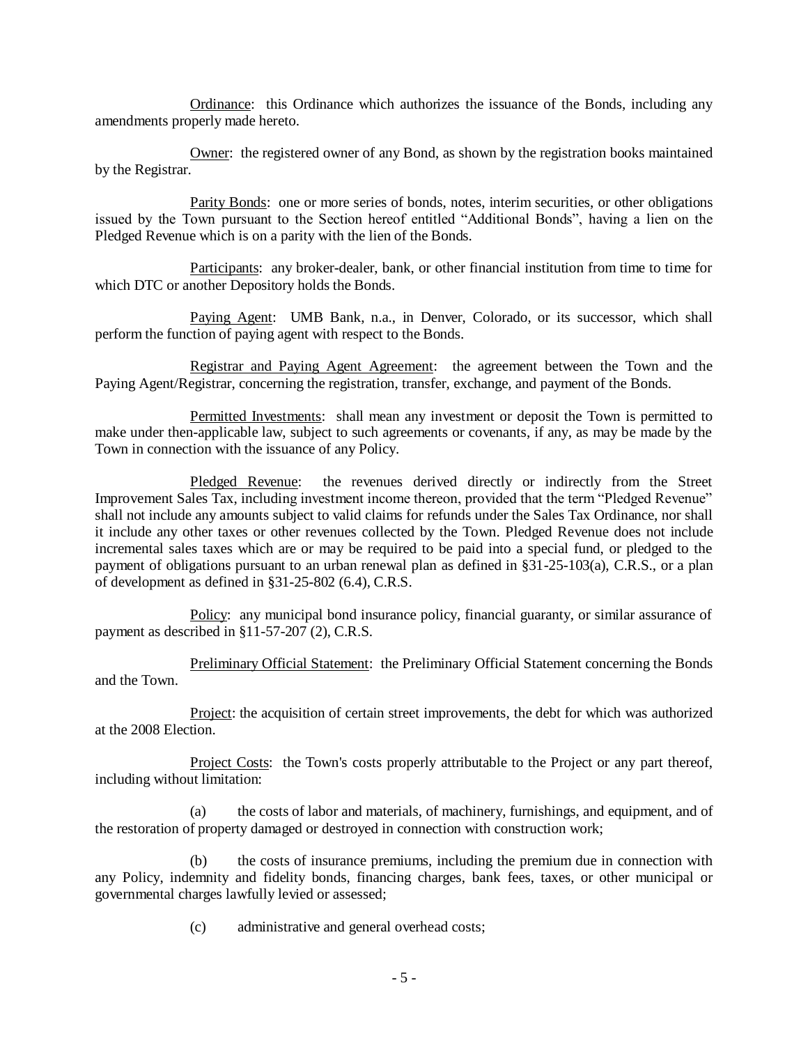Ordinance: this Ordinance which authorizes the issuance of the Bonds, including any amendments properly made hereto.

Owner: the registered owner of any Bond, as shown by the registration books maintained by the Registrar.

Parity Bonds: one or more series of bonds, notes, interim securities, or other obligations issued by the Town pursuant to the Section hereof entitled "Additional Bonds", having a lien on the Pledged Revenue which is on a parity with the lien of the Bonds.

Participants: any broker-dealer, bank, or other financial institution from time to time for which DTC or another Depository holds the Bonds.

Paying Agent: UMB Bank, n.a., in Denver, Colorado, or its successor, which shall perform the function of paying agent with respect to the Bonds.

Registrar and Paying Agent Agreement: the agreement between the Town and the Paying Agent/Registrar, concerning the registration, transfer, exchange, and payment of the Bonds.

Permitted Investments: shall mean any investment or deposit the Town is permitted to make under then-applicable law, subject to such agreements or covenants, if any, as may be made by the Town in connection with the issuance of any Policy.

Pledged Revenue: the revenues derived directly or indirectly from the Street Improvement Sales Tax, including investment income thereon, provided that the term "Pledged Revenue" shall not include any amounts subject to valid claims for refunds under the Sales Tax Ordinance, nor shall it include any other taxes or other revenues collected by the Town. Pledged Revenue does not include incremental sales taxes which are or may be required to be paid into a special fund, or pledged to the payment of obligations pursuant to an urban renewal plan as defined in §31-25-103(a), C.R.S., or a plan of development as defined in §31-25-802 (6.4), C.R.S.

Policy: any municipal bond insurance policy, financial guaranty, or similar assurance of payment as described in §11-57-207 (2), C.R.S.

Preliminary Official Statement: the Preliminary Official Statement concerning the Bonds and the Town.

Project: the acquisition of certain street improvements, the debt for which was authorized at the 2008 Election.

Project Costs: the Town's costs properly attributable to the Project or any part thereof, including without limitation:

(a) the costs of labor and materials, of machinery, furnishings, and equipment, and of the restoration of property damaged or destroyed in connection with construction work;

(b) the costs of insurance premiums, including the premium due in connection with any Policy, indemnity and fidelity bonds, financing charges, bank fees, taxes, or other municipal or governmental charges lawfully levied or assessed;

(c) administrative and general overhead costs;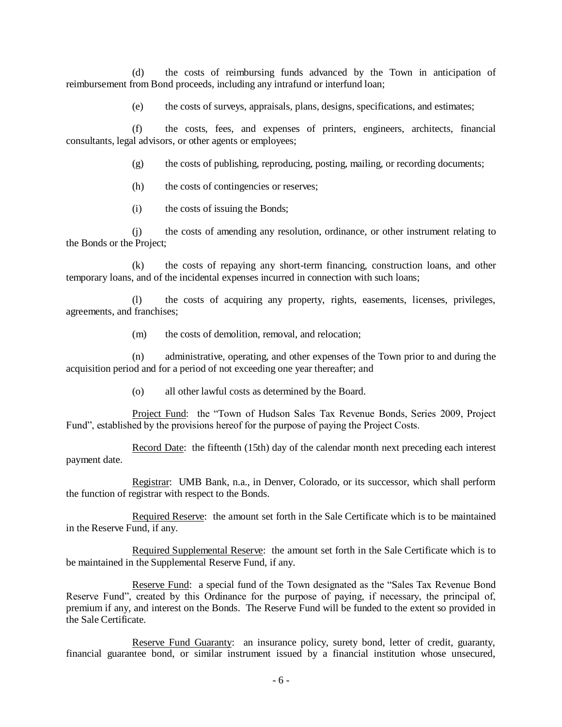(d) the costs of reimbursing funds advanced by the Town in anticipation of reimbursement from Bond proceeds, including any intrafund or interfund loan;

(e) the costs of surveys, appraisals, plans, designs, specifications, and estimates;

(f) the costs, fees, and expenses of printers, engineers, architects, financial consultants, legal advisors, or other agents or employees;

(g) the costs of publishing, reproducing, posting, mailing, or recording documents;

(h) the costs of contingencies or reserves;

(i) the costs of issuing the Bonds;

(j) the costs of amending any resolution, ordinance, or other instrument relating to the Bonds or the Project;

(k) the costs of repaying any short-term financing, construction loans, and other temporary loans, and of the incidental expenses incurred in connection with such loans;

(l) the costs of acquiring any property, rights, easements, licenses, privileges, agreements, and franchises;

(m) the costs of demolition, removal, and relocation;

(n) administrative, operating, and other expenses of the Town prior to and during the acquisition period and for a period of not exceeding one year thereafter; and

(o) all other lawful costs as determined by the Board.

Project Fund: the "Town of Hudson Sales Tax Revenue Bonds, Series 2009, Project Fund", established by the provisions hereof for the purpose of paying the Project Costs.

Record Date: the fifteenth (15th) day of the calendar month next preceding each interest payment date.

Registrar: UMB Bank, n.a., in Denver, Colorado, or its successor, which shall perform the function of registrar with respect to the Bonds.

Required Reserve: the amount set forth in the Sale Certificate which is to be maintained in the Reserve Fund, if any.

Required Supplemental Reserve: the amount set forth in the Sale Certificate which is to be maintained in the Supplemental Reserve Fund, if any.

Reserve Fund: a special fund of the Town designated as the "Sales Tax Revenue Bond Reserve Fund", created by this Ordinance for the purpose of paying, if necessary, the principal of, premium if any, and interest on the Bonds. The Reserve Fund will be funded to the extent so provided in the Sale Certificate.

Reserve Fund Guaranty: an insurance policy, surety bond, letter of credit, guaranty, financial guarantee bond, or similar instrument issued by a financial institution whose unsecured,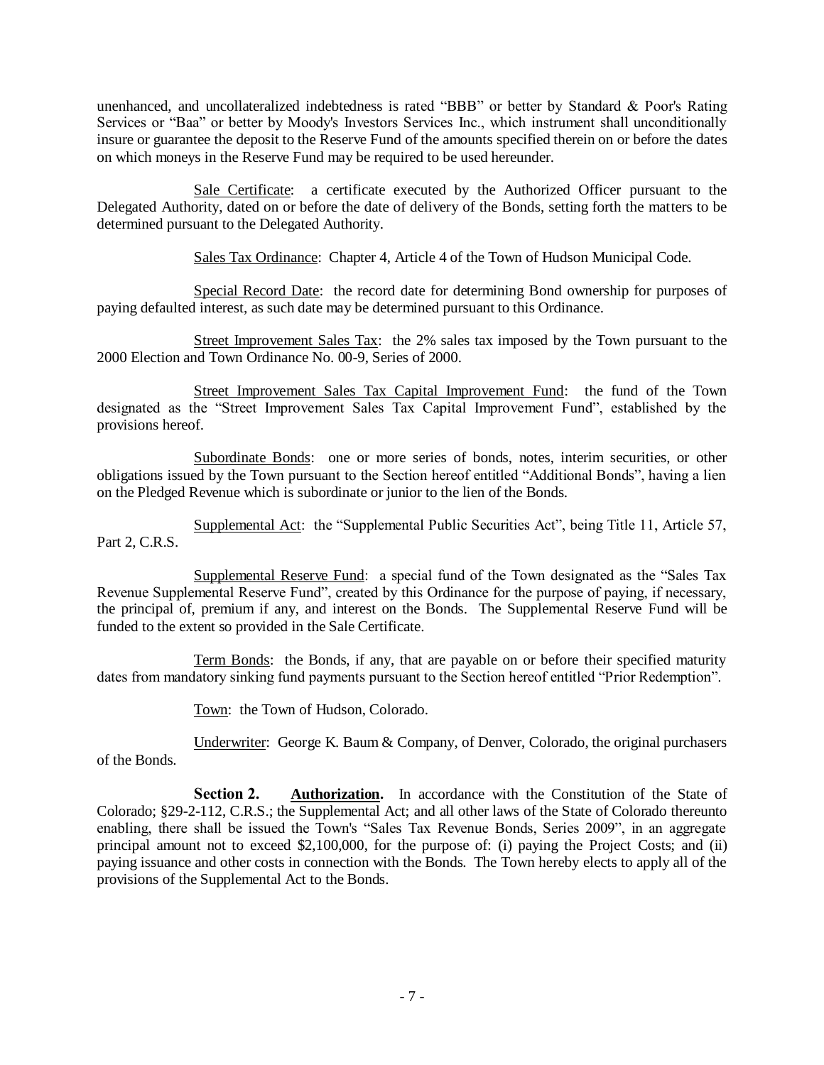unenhanced, and uncollateralized indebtedness is rated "BBB" or better by Standard & Poor's Rating Services or "Baa" or better by Moody's Investors Services Inc., which instrument shall unconditionally insure or guarantee the deposit to the Reserve Fund of the amounts specified therein on or before the dates on which moneys in the Reserve Fund may be required to be used hereunder.

Sale Certificate: a certificate executed by the Authorized Officer pursuant to the Delegated Authority, dated on or before the date of delivery of the Bonds, setting forth the matters to be determined pursuant to the Delegated Authority.

Sales Tax Ordinance: Chapter 4, Article 4 of the Town of Hudson Municipal Code.

Special Record Date: the record date for determining Bond ownership for purposes of paying defaulted interest, as such date may be determined pursuant to this Ordinance.

Street Improvement Sales Tax: the 2% sales tax imposed by the Town pursuant to the 2000 Election and Town Ordinance No. 00-9, Series of 2000.

Street Improvement Sales Tax Capital Improvement Fund: the fund of the Town designated as the "Street Improvement Sales Tax Capital Improvement Fund", established by the provisions hereof.

Subordinate Bonds: one or more series of bonds, notes, interim securities, or other obligations issued by the Town pursuant to the Section hereof entitled "Additional Bonds", having a lien on the Pledged Revenue which is subordinate or junior to the lien of the Bonds.

Supplemental Act: the "Supplemental Public Securities Act", being Title 11, Article 57, Part 2, C.R.S.

Supplemental Reserve Fund: a special fund of the Town designated as the "Sales Tax Revenue Supplemental Reserve Fund", created by this Ordinance for the purpose of paying, if necessary, the principal of, premium if any, and interest on the Bonds. The Supplemental Reserve Fund will be funded to the extent so provided in the Sale Certificate.

Term Bonds: the Bonds, if any, that are payable on or before their specified maturity dates from mandatory sinking fund payments pursuant to the Section hereof entitled "Prior Redemption".

Town: the Town of Hudson, Colorado.

Underwriter: George K. Baum & Company, of Denver, Colorado, the original purchasers of the Bonds.

**Section 2. Authorization.** In accordance with the Constitution of the State of Colorado; §29-2-112, C.R.S.; the Supplemental Act; and all other laws of the State of Colorado thereunto enabling, there shall be issued the Town's "Sales Tax Revenue Bonds, Series 2009", in an aggregate principal amount not to exceed $2,100,000, for the purpose of: (i) paying the Project Costs; and (ii) paying issuance and other costs in connection with the Bonds. The Town hereby elects to apply all of the provisions of the Supplemental Act to the Bonds.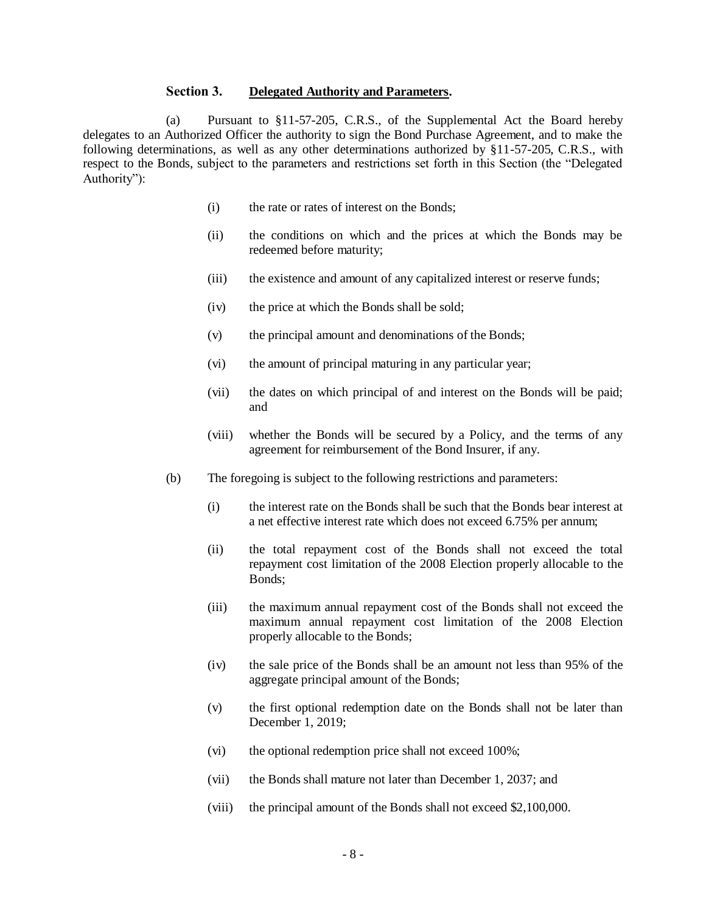**Section 3. <u>Delegated Authority and Parameters</u>.**

(a) Pursuant to §11-57-205, C.R.S., of the Supplemental Act the Board hereby delegates to an Authorized Officer the authority to sign the Bond Purchase Agreement, and to make the following determinations, as well as any other determinations authorized by §11-57-205, C.R.S., with respect to the Bonds, subject to the parameters and restrictions set forth in this Section (the "Delegated Authority"):

(i) the rate or rates of interest on the Bonds;

(ii) the conditions on which and the prices at which the Bonds may be redeemed before maturity;

(iii) the existence and amount of any capitalized interest or reserve funds;

(iv) the price at which the Bonds shall be sold;

(v) the principal amount and denominations of the Bonds;

(vi) the amount of principal maturing in any particular year;

(vii) the dates on which principal of and interest on the Bonds will be paid; and

(viii) whether the Bonds will be secured by a Policy, and the terms of any agreement for reimbursement of the Bond Insurer, if any.

(b) The foregoing is subject to the following restrictions and parameters:

(i) the interest rate on the Bonds shall be such that the Bonds bear interest at a net effective interest rate which does not exceed 6.75% per annum;

(ii) the total repayment cost of the Bonds shall not exceed the total repayment cost limitation of the 2008 Election properly allocable to the Bonds;

(iii) the maximum annual repayment cost of the Bonds shall not exceed the maximum annual repayment cost limitation of the 2008 Election properly allocable to the Bonds;

(iv) the sale price of the Bonds shall be an amount not less than 95% of the aggregate principal amount of the Bonds;

(v) the first optional redemption date on the Bonds shall not be later than December 1, 2019;

(vi) the optional redemption price shall not exceed 100%;

(vii) the Bonds shall mature not later than December 1, 2037; and

(viii) the principal amount of the Bonds shall not exceed $2,100,000.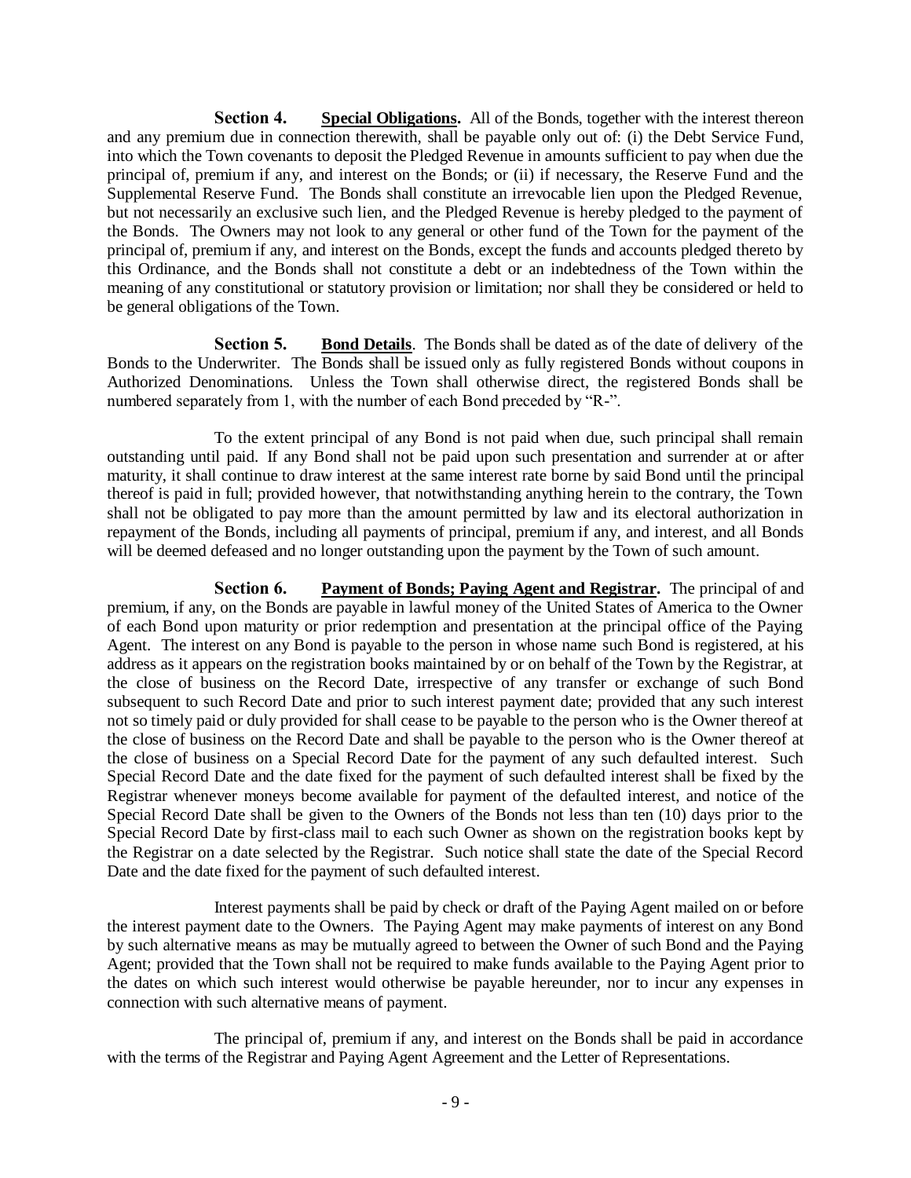**Section 4.** **Special Obligations.** All of the Bonds, together with the interest thereon and any premium due in connection therewith, shall be payable only out of: (i) the Debt Service Fund, into which the Town covenants to deposit the Pledged Revenue in amounts sufficient to pay when due the principal of, premium if any, and interest on the Bonds; or (ii) if necessary, the Reserve Fund and the Supplemental Reserve Fund. The Bonds shall constitute an irrevocable lien upon the Pledged Revenue, but not necessarily an exclusive such lien, and the Pledged Revenue is hereby pledged to the payment of the Bonds. The Owners may not look to any general or other fund of the Town for the payment of the principal of, premium if any, and interest on the Bonds, except the funds and accounts pledged thereto by this Ordinance, and the Bonds shall not constitute a debt or an indebtedness of the Town within the meaning of any constitutional or statutory provision or limitation; nor shall they be considered or held to be general obligations of the Town.

**Section 5.** **Bond Details**. The Bonds shall be dated as of the date of delivery of the Bonds to the Underwriter. The Bonds shall be issued only as fully registered Bonds without coupons in Authorized Denominations. Unless the Town shall otherwise direct, the registered Bonds shall be numbered separately from 1, with the number of each Bond preceded by "R-".

To the extent principal of any Bond is not paid when due, such principal shall remain outstanding until paid. If any Bond shall not be paid upon such presentation and surrender at or after maturity, it shall continue to draw interest at the same interest rate borne by said Bond until the principal thereof is paid in full; provided however, that notwithstanding anything herein to the contrary, the Town shall not be obligated to pay more than the amount permitted by law and its electoral authorization in repayment of the Bonds, including all payments of principal, premium if any, and interest, and all Bonds will be deemed defeased and no longer outstanding upon the payment by the Town of such amount.

**Section 6.** **Payment of Bonds; Paying Agent and Registrar.** The principal of and premium, if any, on the Bonds are payable in lawful money of the United States of America to the Owner of each Bond upon maturity or prior redemption and presentation at the principal office of the Paying Agent. The interest on any Bond is payable to the person in whose name such Bond is registered, at his address as it appears on the registration books maintained by or on behalf of the Town by the Registrar, at the close of business on the Record Date, irrespective of any transfer or exchange of such Bond subsequent to such Record Date and prior to such interest payment date; provided that any such interest not so timely paid or duly provided for shall cease to be payable to the person who is the Owner thereof at the close of business on the Record Date and shall be payable to the person who is the Owner thereof at the close of business on a Special Record Date for the payment of any such defaulted interest. Such Special Record Date and the date fixed for the payment of such defaulted interest shall be fixed by the Registrar whenever moneys become available for payment of the defaulted interest, and notice of the Special Record Date shall be given to the Owners of the Bonds not less than ten (10) days prior to the Special Record Date by first-class mail to each such Owner as shown on the registration books kept by the Registrar on a date selected by the Registrar. Such notice shall state the date of the Special Record Date and the date fixed for the payment of such defaulted interest.

Interest payments shall be paid by check or draft of the Paying Agent mailed on or before the interest payment date to the Owners. The Paying Agent may make payments of interest on any Bond by such alternative means as may be mutually agreed to between the Owner of such Bond and the Paying Agent; provided that the Town shall not be required to make funds available to the Paying Agent prior to the dates on which such interest would otherwise be payable hereunder, nor to incur any expenses in connection with such alternative means of payment.

The principal of, premium if any, and interest on the Bonds shall be paid in accordance with the terms of the Registrar and Paying Agent Agreement and the Letter of Representations.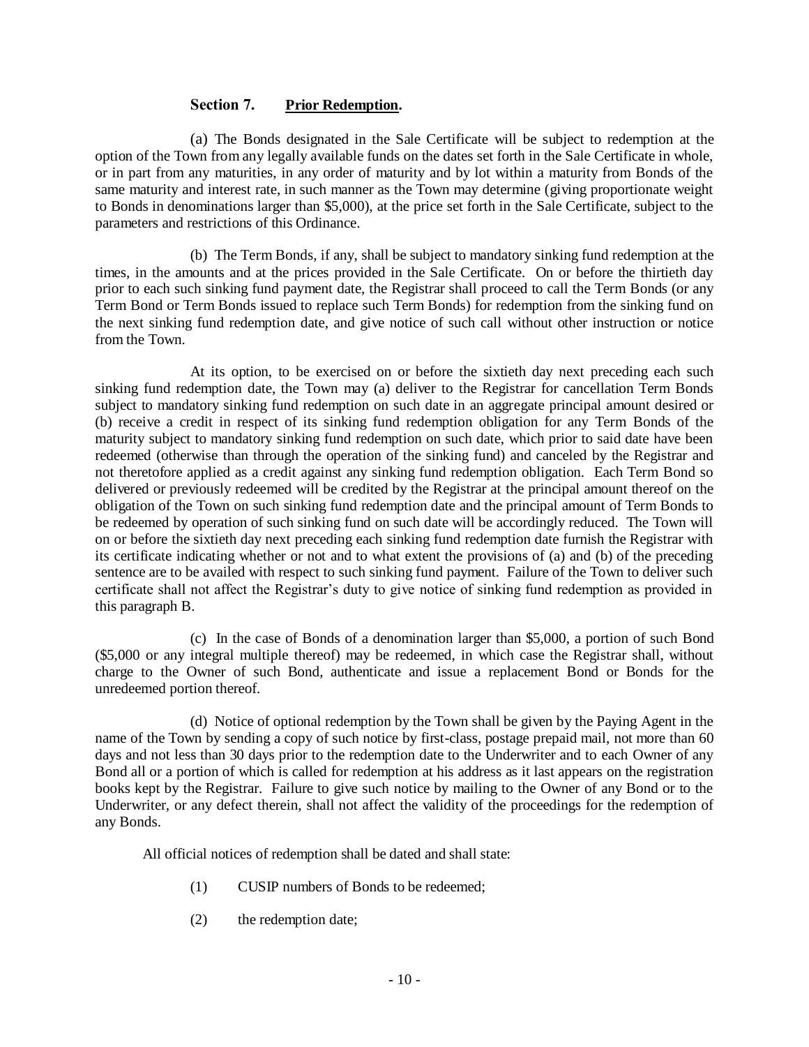### **Section 7. Prior Redemption.**

(a) The Bonds designated in the Sale Certificate will be subject to redemption at the option of the Town from any legally available funds on the dates set forth in the Sale Certificate in whole, or in part from any maturities, in any order of maturity and by lot within a maturity from Bonds of the same maturity and interest rate, in such manner as the Town may determine (giving proportionate weight to Bonds in denominations larger than $5,000), at the price set forth in the Sale Certificate, subject to the parameters and restrictions of this Ordinance.

(b) The Term Bonds, if any, shall be subject to mandatory sinking fund redemption at the times, in the amounts and at the prices provided in the Sale Certificate. On or before the thirtieth day prior to each such sinking fund payment date, the Registrar shall proceed to call the Term Bonds (or any Term Bond or Term Bonds issued to replace such Term Bonds) for redemption from the sinking fund on the next sinking fund redemption date, and give notice of such call without other instruction or notice from the Town.

At its option, to be exercised on or before the sixtieth day next preceding each such sinking fund redemption date, the Town may (a) deliver to the Registrar for cancellation Term Bonds subject to mandatory sinking fund redemption on such date in an aggregate principal amount desired or (b) receive a credit in respect of its sinking fund redemption obligation for any Term Bonds of the maturity subject to mandatory sinking fund redemption on such date, which prior to said date have been redeemed (otherwise than through the operation of the sinking fund) and canceled by the Registrar and not theretofore applied as a credit against any sinking fund redemption obligation. Each Term Bond so delivered or previously redeemed will be credited by the Registrar at the principal amount thereof on the obligation of the Town on such sinking fund redemption date and the principal amount of Term Bonds to be redeemed by operation of such sinking fund on such date will be accordingly reduced. The Town will on or before the sixtieth day next preceding each sinking fund redemption date furnish the Registrar with its certificate indicating whether or not and to what extent the provisions of (a) and (b) of the preceding sentence are to be availed with respect to such sinking fund payment. Failure of the Town to deliver such certificate shall not affect the Registrar's duty to give notice of sinking fund redemption as provided in this paragraph B.

(c) In the case of Bonds of a denomination larger than $5,000, a portion of such Bond ($5,000 or any integral multiple thereof) may be redeemed, in which case the Registrar shall, without charge to the Owner of such Bond, authenticate and issue a replacement Bond or Bonds for the unredeemed portion thereof.

(d) Notice of optional redemption by the Town shall be given by the Paying Agent in the name of the Town by sending a copy of such notice by first-class, postage prepaid mail, not more than 60 days and not less than 30 days prior to the redemption date to the Underwriter and to each Owner of any Bond all or a portion of which is called for redemption at his address as it last appears on the registration books kept by the Registrar. Failure to give such notice by mailing to the Owner of any Bond or to the Underwriter, or any defect therein, shall not affect the validity of the proceedings for the redemption of any Bonds.

All official notices of redemption shall be dated and shall state:

(1) CUSIP numbers of Bonds to be redeemed;

(2) the redemption date;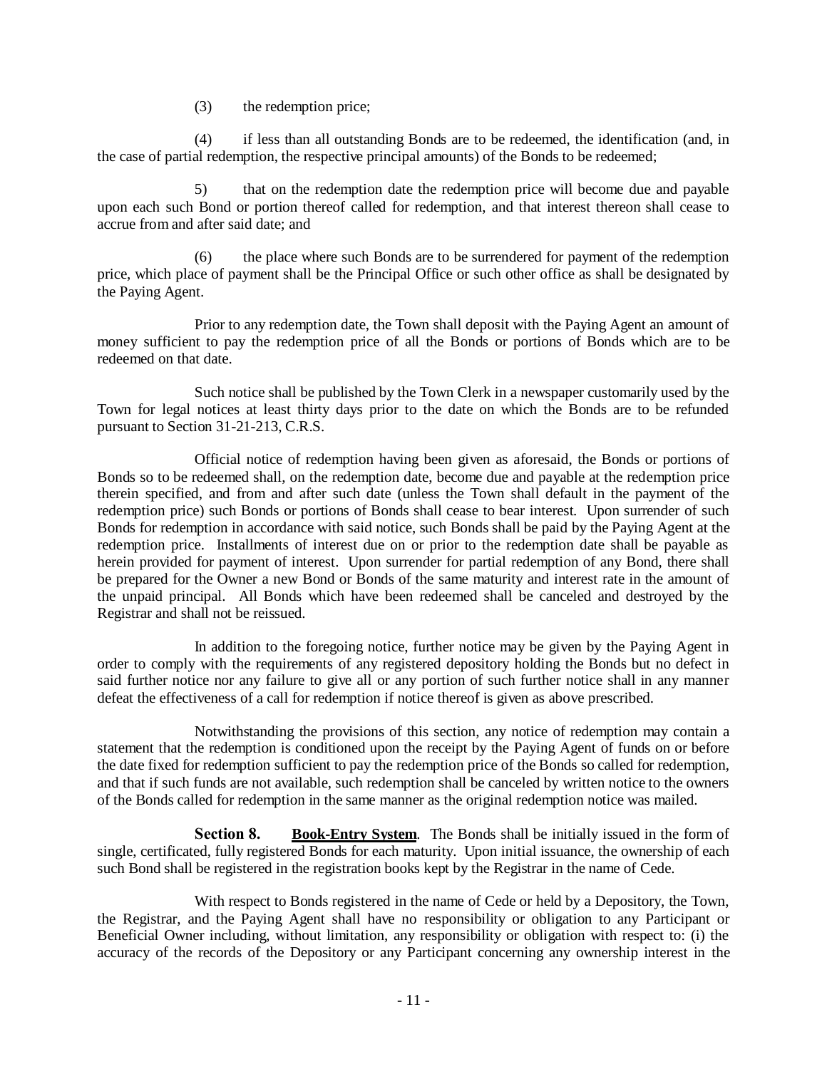(3) the redemption price;

(4) if less than all outstanding Bonds are to be redeemed, the identification (and, in the case of partial redemption, the respective principal amounts) of the Bonds to be redeemed;

5) that on the redemption date the redemption price will become due and payable upon each such Bond or portion thereof called for redemption, and that interest thereon shall cease to accrue from and after said date; and

(6) the place where such Bonds are to be surrendered for payment of the redemption price, which place of payment shall be the Principal Office or such other office as shall be designated by the Paying Agent.

Prior to any redemption date, the Town shall deposit with the Paying Agent an amount of money sufficient to pay the redemption price of all the Bonds or portions of Bonds which are to be redeemed on that date.

Such notice shall be published by the Town Clerk in a newspaper customarily used by the Town for legal notices at least thirty days prior to the date on which the Bonds are to be refunded pursuant to Section 31-21-213, C.R.S.

Official notice of redemption having been given as aforesaid, the Bonds or portions of Bonds so to be redeemed shall, on the redemption date, become due and payable at the redemption price therein specified, and from and after such date (unless the Town shall default in the payment of the redemption price) such Bonds or portions of Bonds shall cease to bear interest. Upon surrender of such Bonds for redemption in accordance with said notice, such Bonds shall be paid by the Paying Agent at the redemption price. Installments of interest due on or prior to the redemption date shall be payable as herein provided for payment of interest. Upon surrender for partial redemption of any Bond, there shall be prepared for the Owner a new Bond or Bonds of the same maturity and interest rate in the amount of the unpaid principal. All Bonds which have been redeemed shall be canceled and destroyed by the Registrar and shall not be reissued.

In addition to the foregoing notice, further notice may be given by the Paying Agent in order to comply with the requirements of any registered depository holding the Bonds but no defect in said further notice nor any failure to give all or any portion of such further notice shall in any manner defeat the effectiveness of a call for redemption if notice thereof is given as above prescribed.

Notwithstanding the provisions of this section, any notice of redemption may contain a statement that the redemption is conditioned upon the receipt by the Paying Agent of funds on or before the date fixed for redemption sufficient to pay the redemption price of the Bonds so called for redemption, and that if such funds are not available, such redemption shall be canceled by written notice to the owners of the Bonds called for redemption in the same manner as the original redemption notice was mailed.

**Section 8. Book-Entry System**. The Bonds shall be initially issued in the form of single, certificated, fully registered Bonds for each maturity. Upon initial issuance, the ownership of each such Bond shall be registered in the registration books kept by the Registrar in the name of Cede.

With respect to Bonds registered in the name of Cede or held by a Depository, the Town, the Registrar, and the Paying Agent shall have no responsibility or obligation to any Participant or Beneficial Owner including, without limitation, any responsibility or obligation with respect to: (i) the accuracy of the records of the Depository or any Participant concerning any ownership interest in the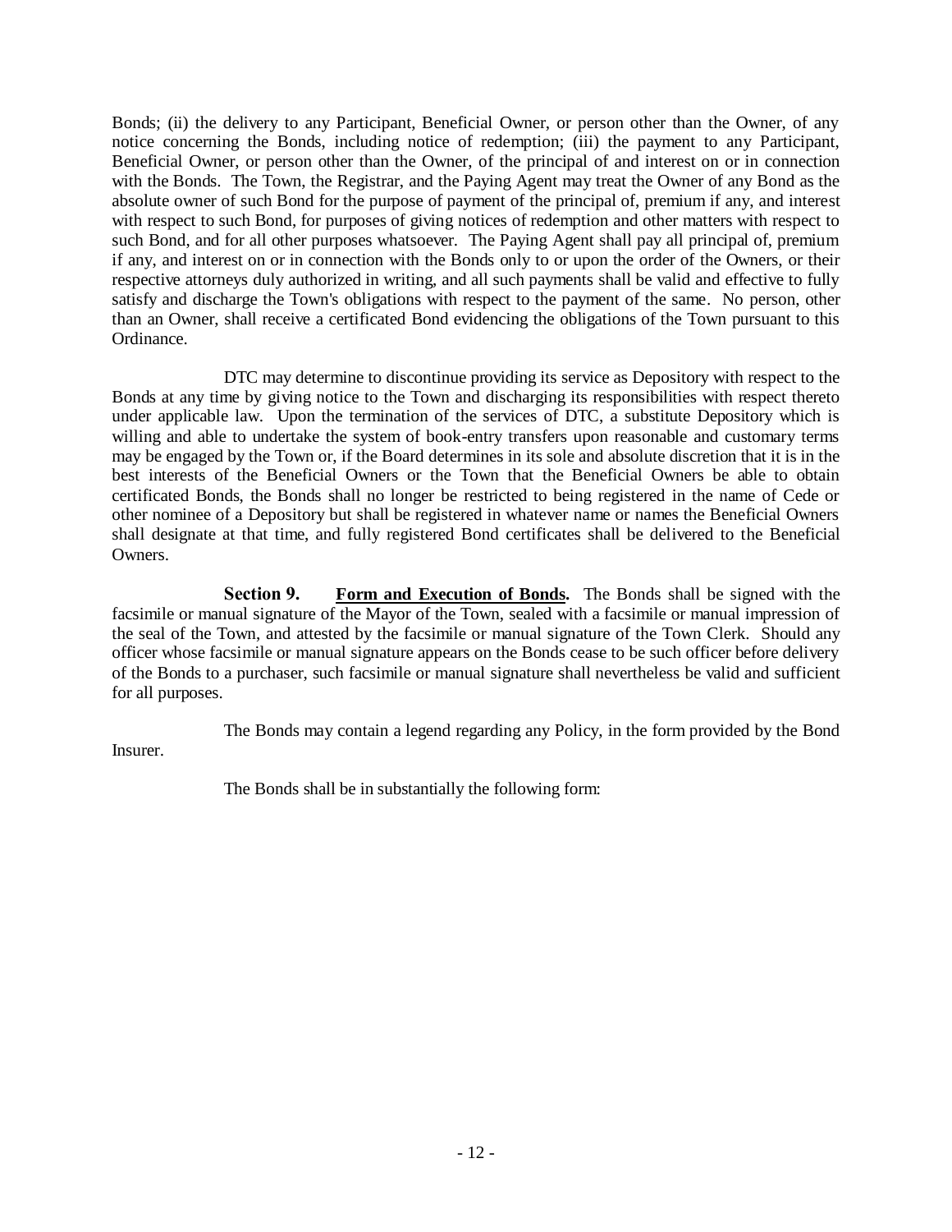Bonds; (ii) the delivery to any Participant, Beneficial Owner, or person other than the Owner, of any notice concerning the Bonds, including notice of redemption; (iii) the payment to any Participant, Beneficial Owner, or person other than the Owner, of the principal of and interest on or in connection with the Bonds. The Town, the Registrar, and the Paying Agent may treat the Owner of any Bond as the absolute owner of such Bond for the purpose of payment of the principal of, premium if any, and interest with respect to such Bond, for purposes of giving notices of redemption and other matters with respect to such Bond, and for all other purposes whatsoever. The Paying Agent shall pay all principal of, premium if any, and interest on or in connection with the Bonds only to or upon the order of the Owners, or their respective attorneys duly authorized in writing, and all such payments shall be valid and effective to fully satisfy and discharge the Town's obligations with respect to the payment of the same. No person, other than an Owner, shall receive a certificated Bond evidencing the obligations of the Town pursuant to this Ordinance.

DTC may determine to discontinue providing its service as Depository with respect to the Bonds at any time by giving notice to the Town and discharging its responsibilities with respect thereto under applicable law. Upon the termination of the services of DTC, a substitute Depository which is willing and able to undertake the system of book-entry transfers upon reasonable and customary terms may be engaged by the Town or, if the Board determines in its sole and absolute discretion that it is in the best interests of the Beneficial Owners or the Town that the Beneficial Owners be able to obtain certificated Bonds, the Bonds shall no longer be restricted to being registered in the name of Cede or other nominee of a Depository but shall be registered in whatever name or names the Beneficial Owners shall designate at that time, and fully registered Bond certificates shall be delivered to the Beneficial Owners.

**Section 9. Form and Execution of Bonds.** The Bonds shall be signed with the facsimile or manual signature of the Mayor of the Town, sealed with a facsimile or manual impression of the seal of the Town, and attested by the facsimile or manual signature of the Town Clerk. Should any officer whose facsimile or manual signature appears on the Bonds cease to be such officer before delivery of the Bonds to a purchaser, such facsimile or manual signature shall nevertheless be valid and sufficient for all purposes.

The Bonds may contain a legend regarding any Policy, in the form provided by the Bond Insurer.

The Bonds shall be in substantially the following form: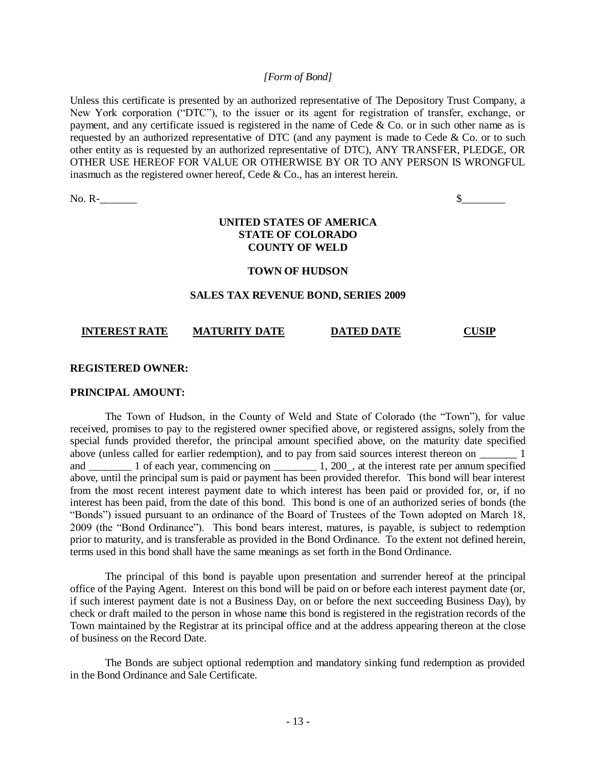*[Form of Bond]*

Unless this certificate is presented by an authorized representative of The Depository Trust Company, a New York corporation ("DTC"), to the issuer or its agent for registration of transfer, exchange, or payment, and any certificate issued is registered in the name of Cede & Co. or in such other name as is requested by an authorized representative of DTC (and any payment is made to Cede & Co. or to such other entity as is requested by an authorized representative of DTC), ANY TRANSFER, PLEDGE, OR OTHER USE HEREOF FOR VALUE OR OTHERWISE BY OR TO ANY PERSON IS WRONGFUL inasmuch as the registered owner hereof, Cede & Co., has an interest herein.

No. R-_______ $________

**UNITED STATES OF AMERICA**
**STATE OF COLORADO**
**COUNTY OF WELD**

**TOWN OF HUDSON**

**SALES TAX REVENUE BOND, SERIES 2009**

| INTEREST RATE | MATURITY DATE | DATED DATE | CUSIP |
|---|---|---|---|

**REGISTERED OWNER:**

**PRINCIPAL AMOUNT:**

The Town of Hudson, in the County of Weld and State of Colorado (the "Town"), for value received, promises to pay to the registered owner specified above, or registered assigns, solely from the special funds provided therefor, the principal amount specified above, on the maturity date specified above (unless called for earlier redemption), and to pay from said sources interest thereon on _______ 1 and ________ 1 of each year, commencing on ________ 1, 200_, at the interest rate per annum specified above, until the principal sum is paid or payment has been provided therefor. This bond will bear interest from the most recent interest payment date to which interest has been paid or provided for, or, if no interest has been paid, from the date of this bond. This bond is one of an authorized series of bonds (the "Bonds") issued pursuant to an ordinance of the Board of Trustees of the Town adopted on March 18, 2009 (the "Bond Ordinance"). This bond bears interest, matures, is payable, is subject to redemption prior to maturity, and is transferable as provided in the Bond Ordinance. To the extent not defined herein, terms used in this bond shall have the same meanings as set forth in the Bond Ordinance.

The principal of this bond is payable upon presentation and surrender hereof at the principal office of the Paying Agent. Interest on this bond will be paid on or before each interest payment date (or, if such interest payment date is not a Business Day, on or before the next succeeding Business Day), by check or draft mailed to the person in whose name this bond is registered in the registration records of the Town maintained by the Registrar at its principal office and at the address appearing thereon at the close of business on the Record Date.

The Bonds are subject optional redemption and mandatory sinking fund redemption as provided in the Bond Ordinance and Sale Certificate.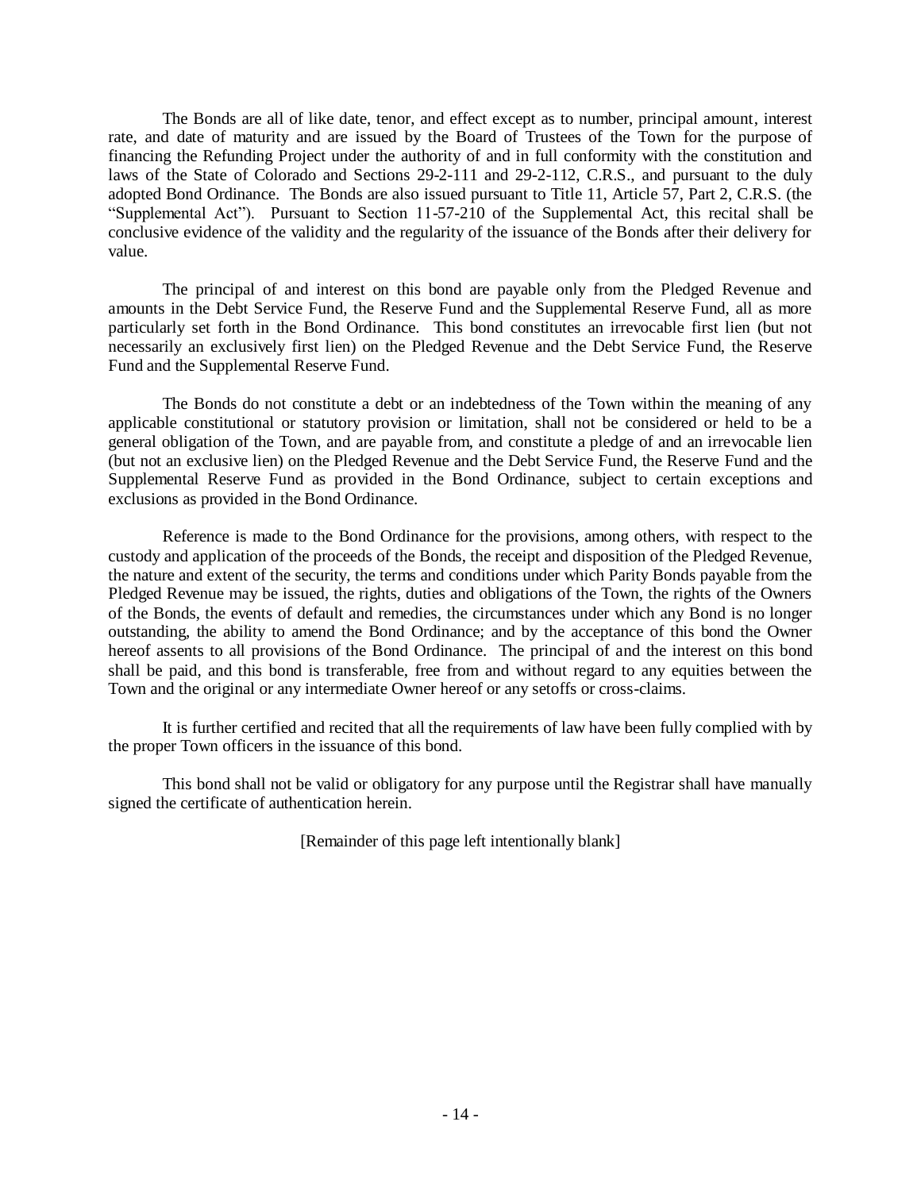The Bonds are all of like date, tenor, and effect except as to number, principal amount, interest rate, and date of maturity and are issued by the Board of Trustees of the Town for the purpose of financing the Refunding Project under the authority of and in full conformity with the constitution and laws of the State of Colorado and Sections 29-2-111 and 29-2-112, C.R.S., and pursuant to the duly adopted Bond Ordinance. The Bonds are also issued pursuant to Title 11, Article 57, Part 2, C.R.S. (the "Supplemental Act"). Pursuant to Section 11-57-210 of the Supplemental Act, this recital shall be conclusive evidence of the validity and the regularity of the issuance of the Bonds after their delivery for value.

The principal of and interest on this bond are payable only from the Pledged Revenue and amounts in the Debt Service Fund, the Reserve Fund and the Supplemental Reserve Fund, all as more particularly set forth in the Bond Ordinance. This bond constitutes an irrevocable first lien (but not necessarily an exclusively first lien) on the Pledged Revenue and the Debt Service Fund, the Reserve Fund and the Supplemental Reserve Fund.

The Bonds do not constitute a debt or an indebtedness of the Town within the meaning of any applicable constitutional or statutory provision or limitation, shall not be considered or held to be a general obligation of the Town, and are payable from, and constitute a pledge of and an irrevocable lien (but not an exclusive lien) on the Pledged Revenue and the Debt Service Fund, the Reserve Fund and the Supplemental Reserve Fund as provided in the Bond Ordinance, subject to certain exceptions and exclusions as provided in the Bond Ordinance.

Reference is made to the Bond Ordinance for the provisions, among others, with respect to the custody and application of the proceeds of the Bonds, the receipt and disposition of the Pledged Revenue, the nature and extent of the security, the terms and conditions under which Parity Bonds payable from the Pledged Revenue may be issued, the rights, duties and obligations of the Town, the rights of the Owners of the Bonds, the events of default and remedies, the circumstances under which any Bond is no longer outstanding, the ability to amend the Bond Ordinance; and by the acceptance of this bond the Owner hereof assents to all provisions of the Bond Ordinance. The principal of and the interest on this bond shall be paid, and this bond is transferable, free from and without regard to any equities between the Town and the original or any intermediate Owner hereof or any setoffs or cross-claims.

It is further certified and recited that all the requirements of law have been fully complied with by the proper Town officers in the issuance of this bond.

This bond shall not be valid or obligatory for any purpose until the Registrar shall have manually signed the certificate of authentication herein.

[Remainder of this page left intentionally blank]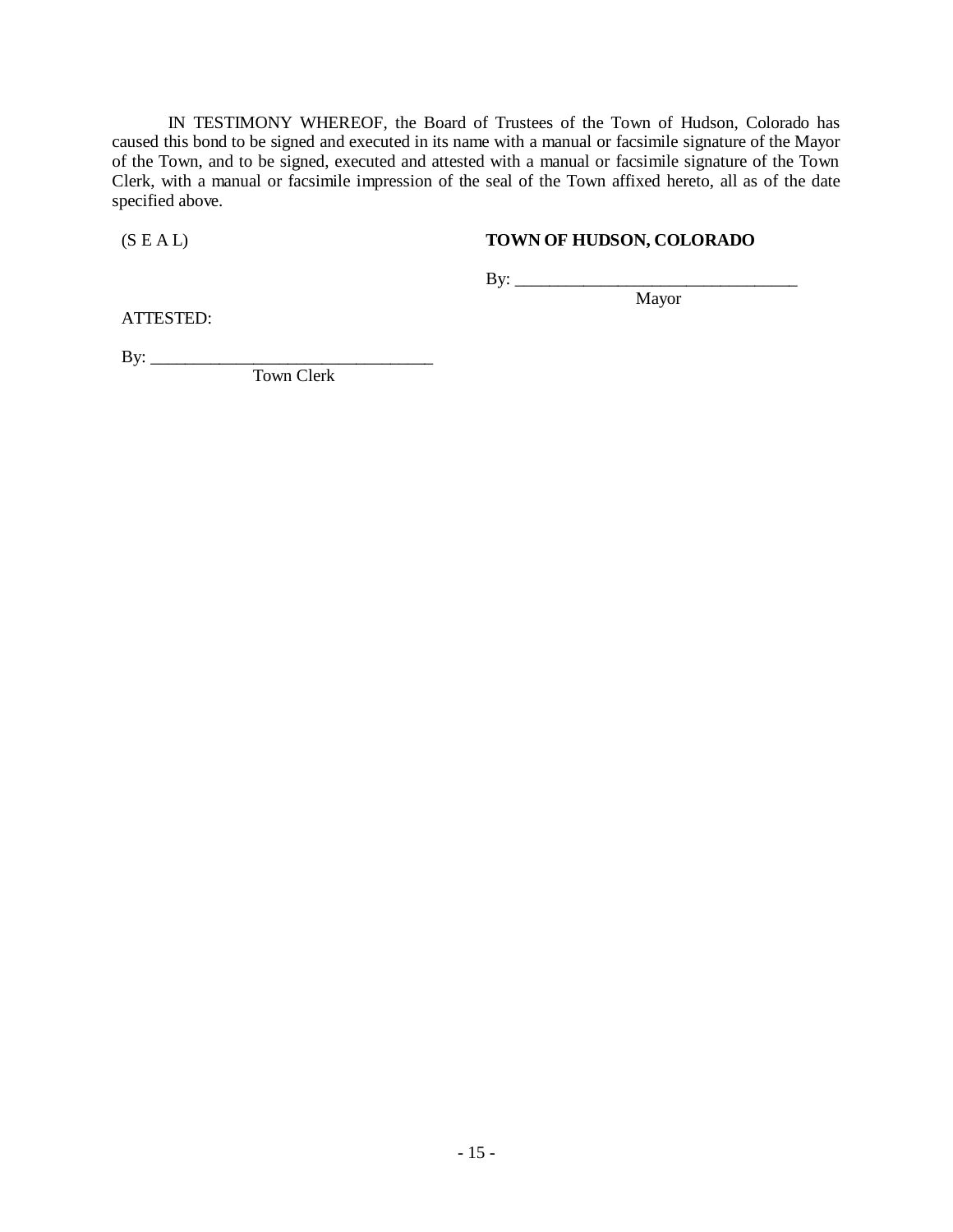IN TESTIMONY WHEREOF, the Board of Trustees of the Town of Hudson, Colorado has caused this bond to be signed and executed in its name with a manual or facsimile signature of the Mayor of the Town, and to be signed, executed and attested with a manual or facsimile signature of the Town Clerk, with a manual or facsimile impression of the seal of the Town affixed hereto, all as of the date specified above.

(S E A L)

**TOWN OF HUDSON, COLORADO**

By: ________________________________
Mayor

ATTESTED:

By: ________________________________
Town Clerk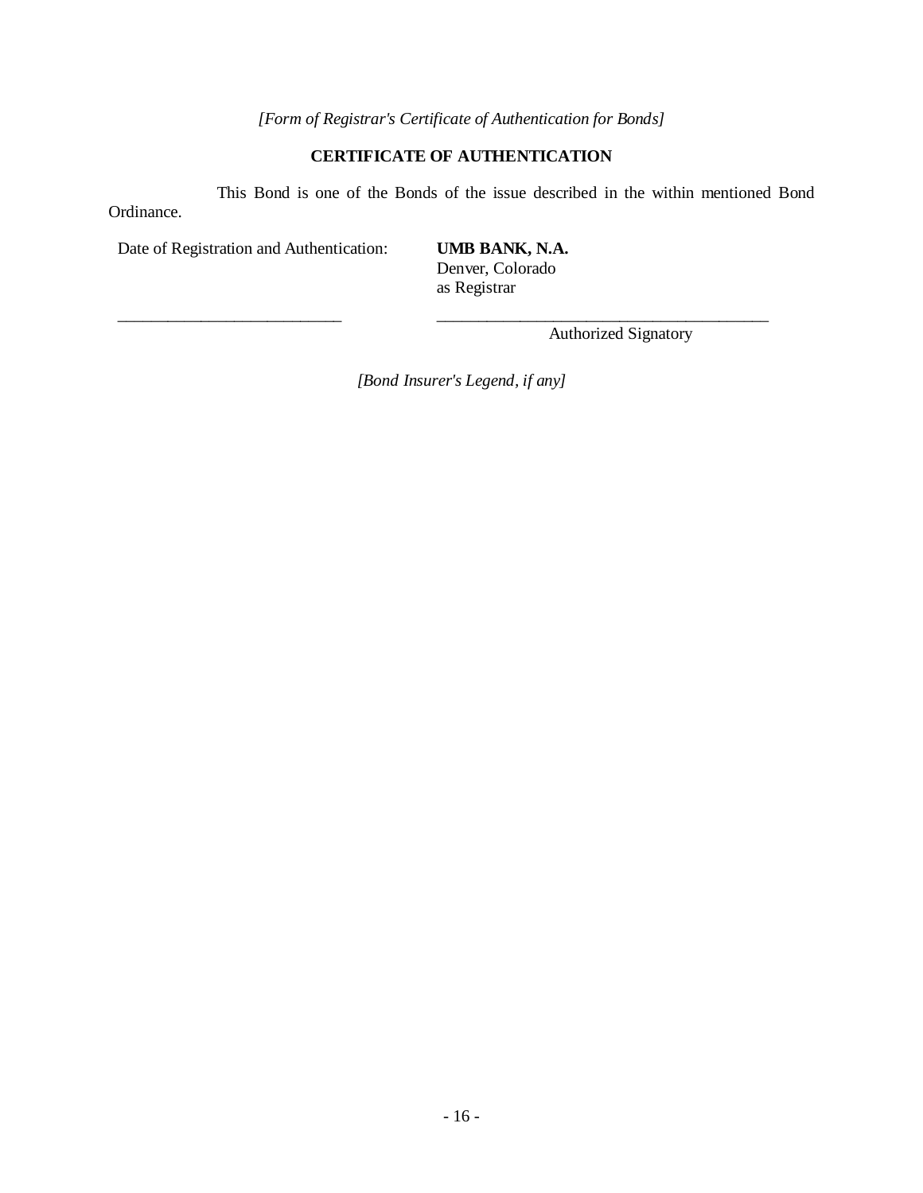*[Form of Registrar's Certificate of Authentication for Bonds]*

**CERTIFICATE OF AUTHENTICATION**

This Bond is one of the Bonds of the issue described in the within mentioned Bond Ordinance.

Date of Registration and Authentication:

**UMB BANK, N.A.**
Denver, Colorado
as Registrar

\_\_\_\_\_\_\_\_\_\_\_\_\_\_\_\_\_\_\_\_\_\_\_\_\_\_\_\_

\_\_\_\_\_\_\_\_\_\_\_\_\_\_\_\_\_\_\_\_\_\_\_\_\_\_\_\_\_\_\_\_\_\_\_\_\_\_\_\_
Authorized Signatory

*[Bond Insurer's Legend, if any]*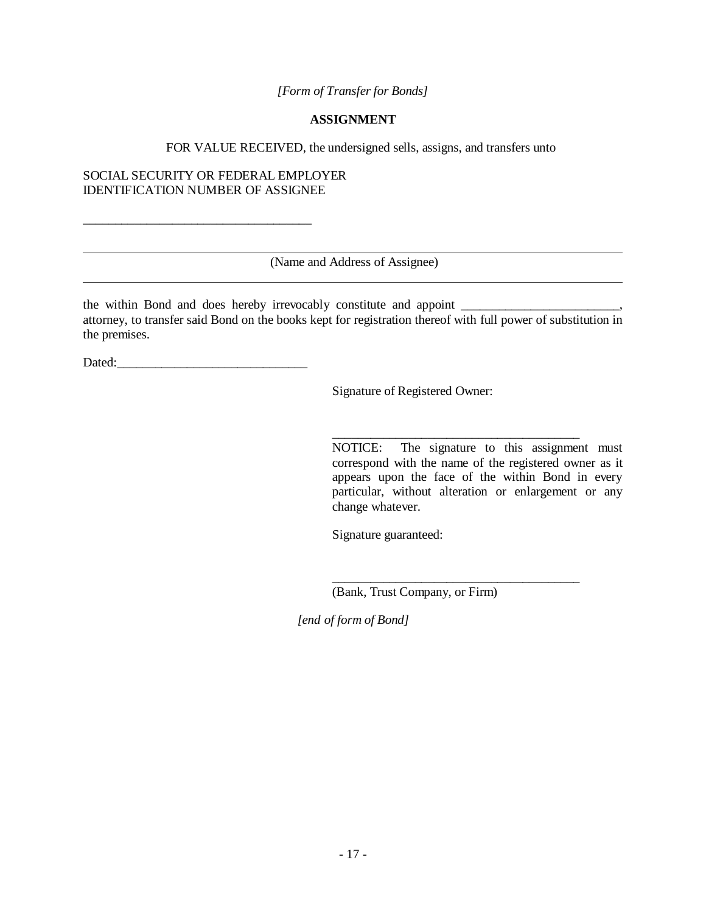*[Form of Transfer for Bonds]*

**ASSIGNMENT**

FOR VALUE RECEIVED, the undersigned sells, assigns, and transfers unto

SOCIAL SECURITY OR FEDERAL EMPLOYER
IDENTIFICATION NUMBER OF ASSIGNEE

____________________________________

________________________________________________________________________________

(Name and Address of Assignee)

________________________________________________________________________________

the within Bond and does hereby irrevocably constitute and appoint ________________________, attorney, to transfer said Bond on the books kept for registration thereof with full power of substitution in the premises.

Dated:______________________________

Signature of Registered Owner:

________________________________________

NOTICE: The signature to this assignment must correspond with the name of the registered owner as it appears upon the face of the within Bond in every particular, without alteration or enlargement or any change whatever.

Signature guaranteed:

________________________________________

(Bank, Trust Company, or Firm)

*[end of form of Bond]*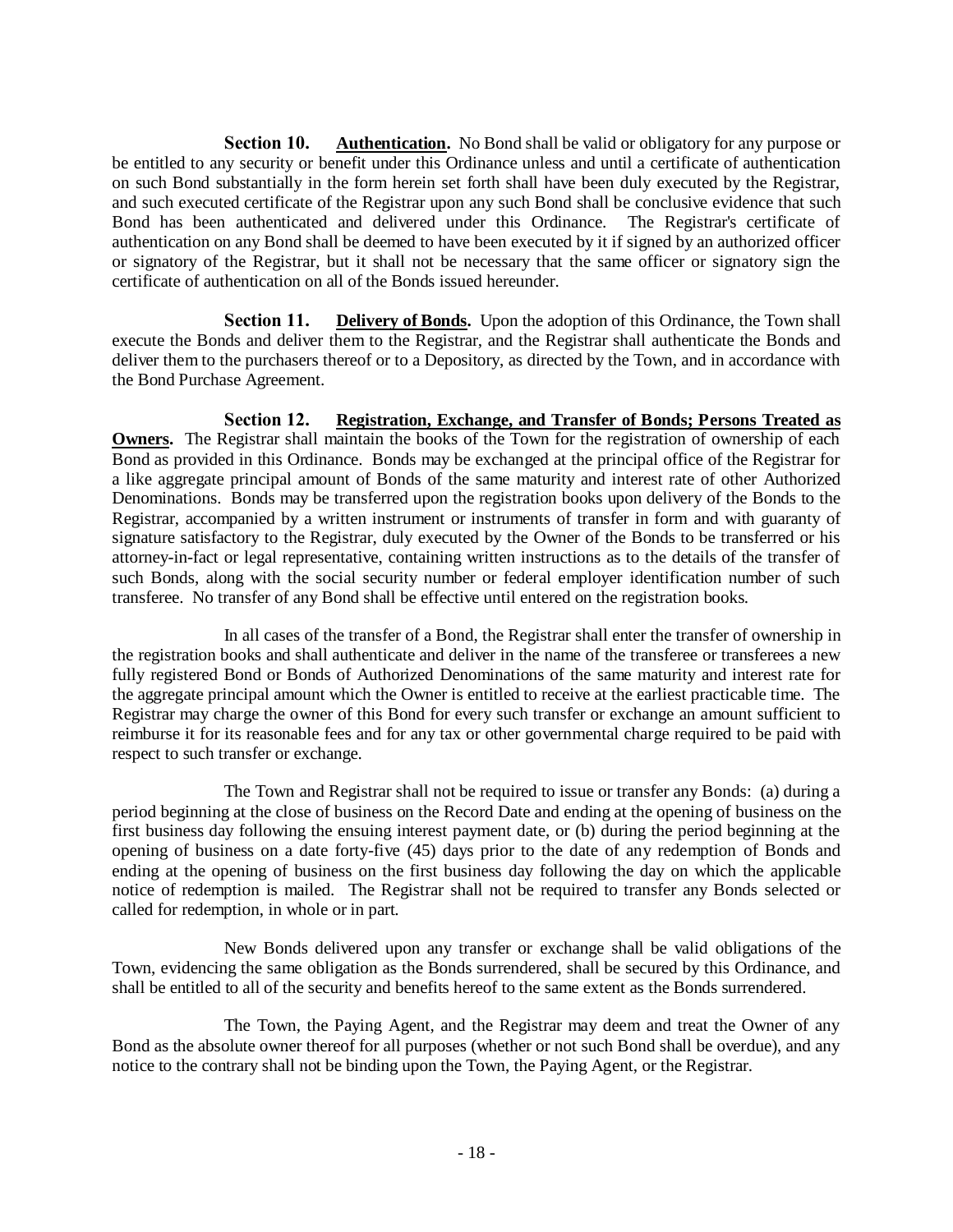**Section 10. Authentication.** No Bond shall be valid or obligatory for any purpose or be entitled to any security or benefit under this Ordinance unless and until a certificate of authentication on such Bond substantially in the form herein set forth shall have been duly executed by the Registrar, and such executed certificate of the Registrar upon any such Bond shall be conclusive evidence that such Bond has been authenticated and delivered under this Ordinance. The Registrar's certificate of authentication on any Bond shall be deemed to have been executed by it if signed by an authorized officer or signatory of the Registrar, but it shall not be necessary that the same officer or signatory sign the certificate of authentication on all of the Bonds issued hereunder.

**Section 11. Delivery of Bonds.** Upon the adoption of this Ordinance, the Town shall execute the Bonds and deliver them to the Registrar, and the Registrar shall authenticate the Bonds and deliver them to the purchasers thereof or to a Depository, as directed by the Town, and in accordance with the Bond Purchase Agreement.

**Section 12. Registration, Exchange, and Transfer of Bonds; Persons Treated as Owners.** The Registrar shall maintain the books of the Town for the registration of ownership of each Bond as provided in this Ordinance. Bonds may be exchanged at the principal office of the Registrar for a like aggregate principal amount of Bonds of the same maturity and interest rate of other Authorized Denominations. Bonds may be transferred upon the registration books upon delivery of the Bonds to the Registrar, accompanied by a written instrument or instruments of transfer in form and with guaranty of signature satisfactory to the Registrar, duly executed by the Owner of the Bonds to be transferred or his attorney-in-fact or legal representative, containing written instructions as to the details of the transfer of such Bonds, along with the social security number or federal employer identification number of such transferee. No transfer of any Bond shall be effective until entered on the registration books.

In all cases of the transfer of a Bond, the Registrar shall enter the transfer of ownership in the registration books and shall authenticate and deliver in the name of the transferee or transferees a new fully registered Bond or Bonds of Authorized Denominations of the same maturity and interest rate for the aggregate principal amount which the Owner is entitled to receive at the earliest practicable time. The Registrar may charge the owner of this Bond for every such transfer or exchange an amount sufficient to reimburse it for its reasonable fees and for any tax or other governmental charge required to be paid with respect to such transfer or exchange.

The Town and Registrar shall not be required to issue or transfer any Bonds: (a) during a period beginning at the close of business on the Record Date and ending at the opening of business on the first business day following the ensuing interest payment date, or (b) during the period beginning at the opening of business on a date forty-five (45) days prior to the date of any redemption of Bonds and ending at the opening of business on the first business day following the day on which the applicable notice of redemption is mailed. The Registrar shall not be required to transfer any Bonds selected or called for redemption, in whole or in part.

New Bonds delivered upon any transfer or exchange shall be valid obligations of the Town, evidencing the same obligation as the Bonds surrendered, shall be secured by this Ordinance, and shall be entitled to all of the security and benefits hereof to the same extent as the Bonds surrendered.

The Town, the Paying Agent, and the Registrar may deem and treat the Owner of any Bond as the absolute owner thereof for all purposes (whether or not such Bond shall be overdue), and any notice to the contrary shall not be binding upon the Town, the Paying Agent, or the Registrar.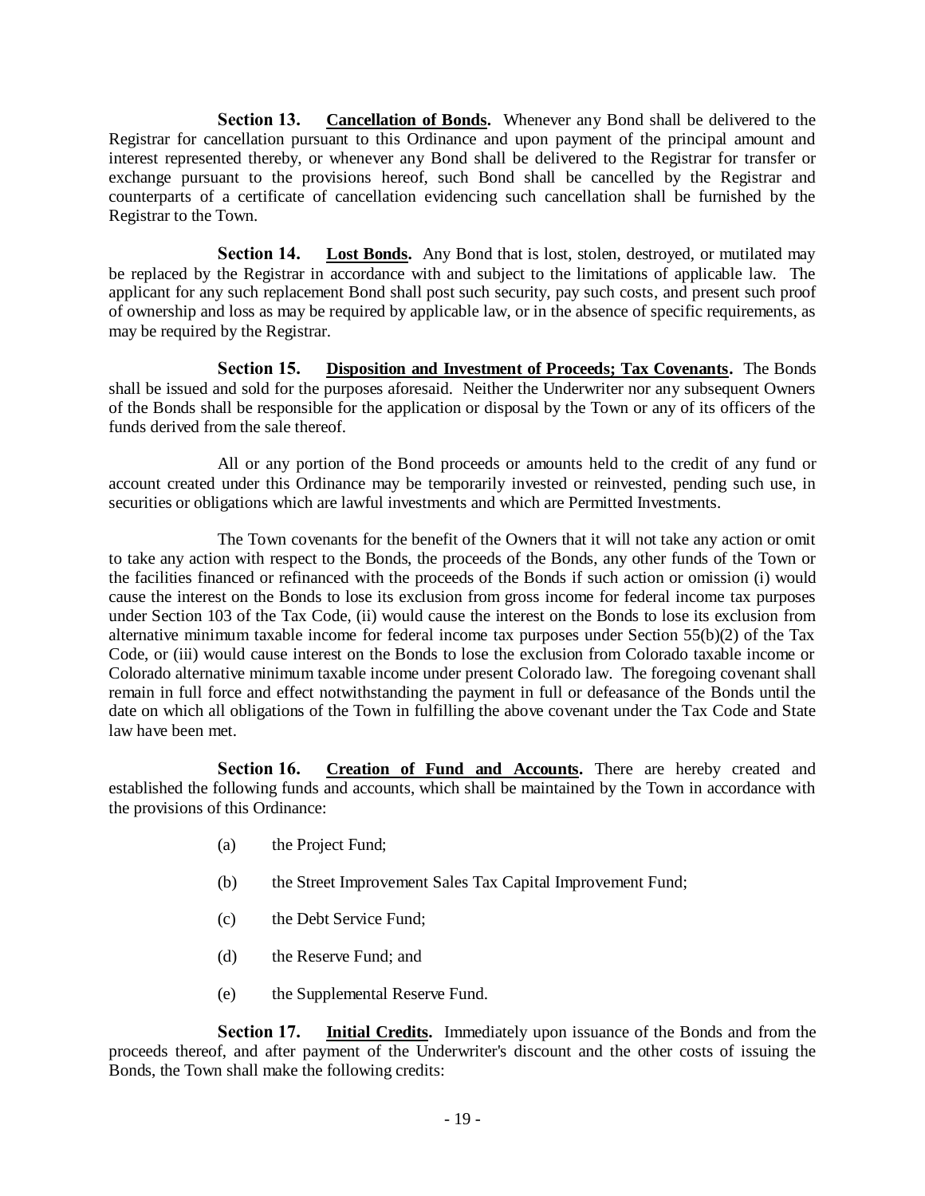**Section 13.** **Cancellation of Bonds.** Whenever any Bond shall be delivered to the Registrar for cancellation pursuant to this Ordinance and upon payment of the principal amount and interest represented thereby, or whenever any Bond shall be delivered to the Registrar for transfer or exchange pursuant to the provisions hereof, such Bond shall be cancelled by the Registrar and counterparts of a certificate of cancellation evidencing such cancellation shall be furnished by the Registrar to the Town.

**Section 14.** **Lost Bonds.** Any Bond that is lost, stolen, destroyed, or mutilated may be replaced by the Registrar in accordance with and subject to the limitations of applicable law. The applicant for any such replacement Bond shall post such security, pay such costs, and present such proof of ownership and loss as may be required by applicable law, or in the absence of specific requirements, as may be required by the Registrar.

**Section 15.** **Disposition and Investment of Proceeds; Tax Covenants.** The Bonds shall be issued and sold for the purposes aforesaid. Neither the Underwriter nor any subsequent Owners of the Bonds shall be responsible for the application or disposal by the Town or any of its officers of the funds derived from the sale thereof.

All or any portion of the Bond proceeds or amounts held to the credit of any fund or account created under this Ordinance may be temporarily invested or reinvested, pending such use, in securities or obligations which are lawful investments and which are Permitted Investments.

The Town covenants for the benefit of the Owners that it will not take any action or omit to take any action with respect to the Bonds, the proceeds of the Bonds, any other funds of the Town or the facilities financed or refinanced with the proceeds of the Bonds if such action or omission (i) would cause the interest on the Bonds to lose its exclusion from gross income for federal income tax purposes under Section 103 of the Tax Code, (ii) would cause the interest on the Bonds to lose its exclusion from alternative minimum taxable income for federal income tax purposes under Section 55(b)(2) of the Tax Code, or (iii) would cause interest on the Bonds to lose the exclusion from Colorado taxable income or Colorado alternative minimum taxable income under present Colorado law. The foregoing covenant shall remain in full force and effect notwithstanding the payment in full or defeasance of the Bonds until the date on which all obligations of the Town in fulfilling the above covenant under the Tax Code and State law have been met.

**Section 16.** **Creation of Fund and Accounts.** There are hereby created and established the following funds and accounts, which shall be maintained by the Town in accordance with the provisions of this Ordinance:

(a) the Project Fund;

(b) the Street Improvement Sales Tax Capital Improvement Fund;

(c) the Debt Service Fund;

(d) the Reserve Fund; and

(e) the Supplemental Reserve Fund.

**Section 17.** **Initial Credits.** Immediately upon issuance of the Bonds and from the proceeds thereof, and after payment of the Underwriter's discount and the other costs of issuing the Bonds, the Town shall make the following credits: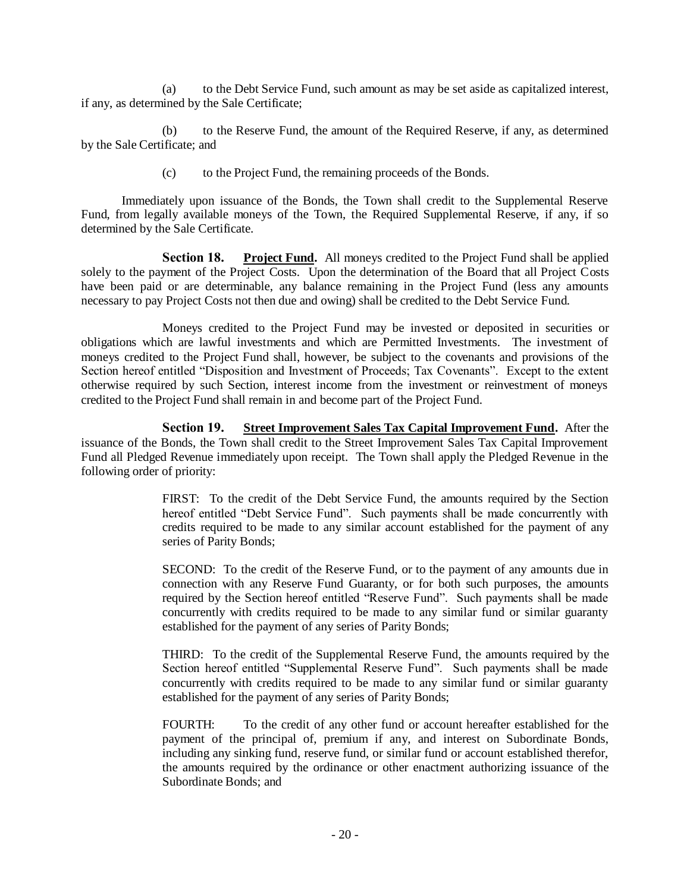(a) to the Debt Service Fund, such amount as may be set aside as capitalized interest, if any, as determined by the Sale Certificate;

(b) to the Reserve Fund, the amount of the Required Reserve, if any, as determined by the Sale Certificate; and

(c) to the Project Fund, the remaining proceeds of the Bonds.

Immediately upon issuance of the Bonds, the Town shall credit to the Supplemental Reserve Fund, from legally available moneys of the Town, the Required Supplemental Reserve, if any, if so determined by the Sale Certificate.

**Section 18. Project Fund.** All moneys credited to the Project Fund shall be applied solely to the payment of the Project Costs. Upon the determination of the Board that all Project Costs have been paid or are determinable, any balance remaining in the Project Fund (less any amounts necessary to pay Project Costs not then due and owing) shall be credited to the Debt Service Fund.

Moneys credited to the Project Fund may be invested or deposited in securities or obligations which are lawful investments and which are Permitted Investments. The investment of moneys credited to the Project Fund shall, however, be subject to the covenants and provisions of the Section hereof entitled "Disposition and Investment of Proceeds; Tax Covenants". Except to the extent otherwise required by such Section, interest income from the investment or reinvestment of moneys credited to the Project Fund shall remain in and become part of the Project Fund.

**Section 19. Street Improvement Sales Tax Capital Improvement Fund.** After the issuance of the Bonds, the Town shall credit to the Street Improvement Sales Tax Capital Improvement Fund all Pledged Revenue immediately upon receipt. The Town shall apply the Pledged Revenue in the following order of priority:

FIRST: To the credit of the Debt Service Fund, the amounts required by the Section hereof entitled "Debt Service Fund". Such payments shall be made concurrently with credits required to be made to any similar account established for the payment of any series of Parity Bonds;

SECOND: To the credit of the Reserve Fund, or to the payment of any amounts due in connection with any Reserve Fund Guaranty, or for both such purposes, the amounts required by the Section hereof entitled "Reserve Fund". Such payments shall be made concurrently with credits required to be made to any similar fund or similar guaranty established for the payment of any series of Parity Bonds;

THIRD: To the credit of the Supplemental Reserve Fund, the amounts required by the Section hereof entitled "Supplemental Reserve Fund". Such payments shall be made concurrently with credits required to be made to any similar fund or similar guaranty established for the payment of any series of Parity Bonds;

FOURTH: To the credit of any other fund or account hereafter established for the payment of the principal of, premium if any, and interest on Subordinate Bonds, including any sinking fund, reserve fund, or similar fund or account established therefor, the amounts required by the ordinance or other enactment authorizing issuance of the Subordinate Bonds; and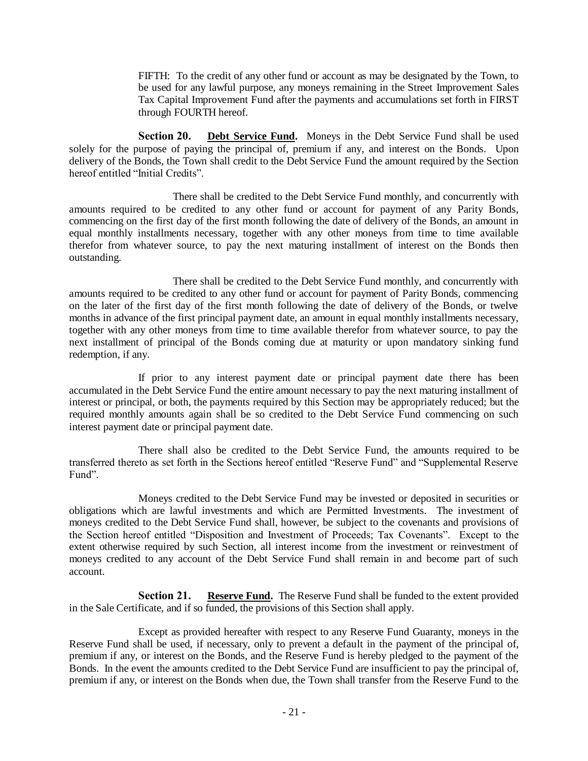FIFTH: To the credit of any other fund or account as may be designated by the Town, to be used for any lawful purpose, any moneys remaining in the Street Improvement Sales Tax Capital Improvement Fund after the payments and accumulations set forth in FIRST through FOURTH hereof.

**Section 20. Debt Service Fund.** Moneys in the Debt Service Fund shall be used solely for the purpose of paying the principal of, premium if any, and interest on the Bonds. Upon delivery of the Bonds, the Town shall credit to the Debt Service Fund the amount required by the Section hereof entitled "Initial Credits".

There shall be credited to the Debt Service Fund monthly, and concurrently with amounts required to be credited to any other fund or account for payment of any Parity Bonds, commencing on the first day of the first month following the date of delivery of the Bonds, an amount in equal monthly installments necessary, together with any other moneys from time to time available therefor from whatever source, to pay the next maturing installment of interest on the Bonds then outstanding.

There shall be credited to the Debt Service Fund monthly, and concurrently with amounts required to be credited to any other fund or account for payment of Parity Bonds, commencing on the later of the first day of the first month following the date of delivery of the Bonds, or twelve months in advance of the first principal payment date, an amount in equal monthly installments necessary, together with any other moneys from time to time available therefor from whatever source, to pay the next installment of principal of the Bonds coming due at maturity or upon mandatory sinking fund redemption, if any.

If prior to any interest payment date or principal payment date there has been accumulated in the Debt Service Fund the entire amount necessary to pay the next maturing installment of interest or principal, or both, the payments required by this Section may be appropriately reduced; but the required monthly amounts again shall be so credited to the Debt Service Fund commencing on such interest payment date or principal payment date.

There shall also be credited to the Debt Service Fund, the amounts required to be transferred thereto as set forth in the Sections hereof entitled "Reserve Fund" and "Supplemental Reserve Fund".

Moneys credited to the Debt Service Fund may be invested or deposited in securities or obligations which are lawful investments and which are Permitted Investments. The investment of moneys credited to the Debt Service Fund shall, however, be subject to the covenants and provisions of the Section hereof entitled "Disposition and Investment of Proceeds; Tax Covenants". Except to the extent otherwise required by such Section, all interest income from the investment or reinvestment of moneys credited to any account of the Debt Service Fund shall remain in and become part of such account.

**Section 21. Reserve Fund.** The Reserve Fund shall be funded to the extent provided in the Sale Certificate, and if so funded, the provisions of this Section shall apply.

Except as provided hereafter with respect to any Reserve Fund Guaranty, moneys in the Reserve Fund shall be used, if necessary, only to prevent a default in the payment of the principal of, premium if any, or interest on the Bonds, and the Reserve Fund is hereby pledged to the payment of the Bonds. In the event the amounts credited to the Debt Service Fund are insufficient to pay the principal of, premium if any, or interest on the Bonds when due, the Town shall transfer from the Reserve Fund to the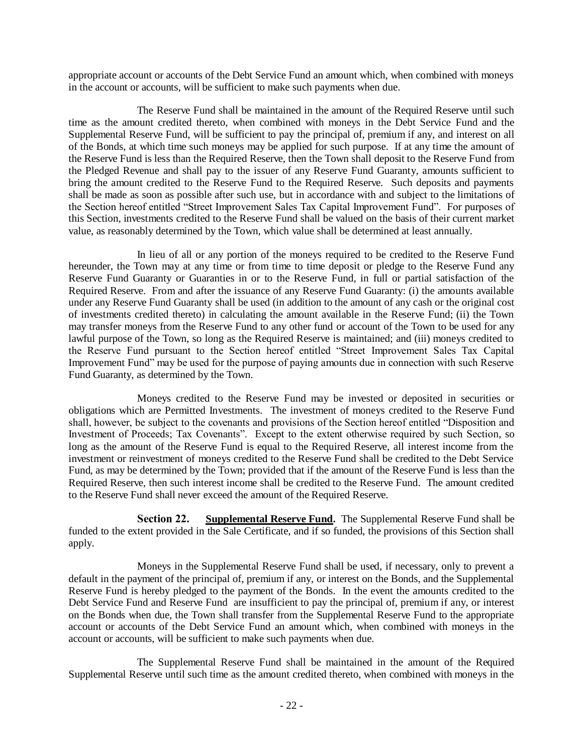appropriate account or accounts of the Debt Service Fund an amount which, when combined with moneys in the account or accounts, will be sufficient to make such payments when due.

The Reserve Fund shall be maintained in the amount of the Required Reserve until such time as the amount credited thereto, when combined with moneys in the Debt Service Fund and the Supplemental Reserve Fund, will be sufficient to pay the principal of, premium if any, and interest on all of the Bonds, at which time such moneys may be applied for such purpose. If at any time the amount of the Reserve Fund is less than the Required Reserve, then the Town shall deposit to the Reserve Fund from the Pledged Revenue and shall pay to the issuer of any Reserve Fund Guaranty, amounts sufficient to bring the amount credited to the Reserve Fund to the Required Reserve. Such deposits and payments shall be made as soon as possible after such use, but in accordance with and subject to the limitations of the Section hereof entitled "Street Improvement Sales Tax Capital Improvement Fund". For purposes of this Section, investments credited to the Reserve Fund shall be valued on the basis of their current market value, as reasonably determined by the Town, which value shall be determined at least annually.

In lieu of all or any portion of the moneys required to be credited to the Reserve Fund hereunder, the Town may at any time or from time to time deposit or pledge to the Reserve Fund any Reserve Fund Guaranty or Guaranties in or to the Reserve Fund, in full or partial satisfaction of the Required Reserve. From and after the issuance of any Reserve Fund Guaranty: (i) the amounts available under any Reserve Fund Guaranty shall be used (in addition to the amount of any cash or the original cost of investments credited thereto) in calculating the amount available in the Reserve Fund; (ii) the Town may transfer moneys from the Reserve Fund to any other fund or account of the Town to be used for any lawful purpose of the Town, so long as the Required Reserve is maintained; and (iii) moneys credited to the Reserve Fund pursuant to the Section hereof entitled "Street Improvement Sales Tax Capital Improvement Fund" may be used for the purpose of paying amounts due in connection with such Reserve Fund Guaranty, as determined by the Town.

Moneys credited to the Reserve Fund may be invested or deposited in securities or obligations which are Permitted Investments. The investment of moneys credited to the Reserve Fund shall, however, be subject to the covenants and provisions of the Section hereof entitled "Disposition and Investment of Proceeds; Tax Covenants". Except to the extent otherwise required by such Section, so long as the amount of the Reserve Fund is equal to the Required Reserve, all interest income from the investment or reinvestment of moneys credited to the Reserve Fund shall be credited to the Debt Service Fund, as may be determined by the Town; provided that if the amount of the Reserve Fund is less than the Required Reserve, then such interest income shall be credited to the Reserve Fund. The amount credited to the Reserve Fund shall never exceed the amount of the Required Reserve.

**Section 22. Supplemental Reserve Fund.** The Supplemental Reserve Fund shall be funded to the extent provided in the Sale Certificate, and if so funded, the provisions of this Section shall apply.

Moneys in the Supplemental Reserve Fund shall be used, if necessary, only to prevent a default in the payment of the principal of, premium if any, or interest on the Bonds, and the Supplemental Reserve Fund is hereby pledged to the payment of the Bonds. In the event the amounts credited to the Debt Service Fund and Reserve Fund are insufficient to pay the principal of, premium if any, or interest on the Bonds when due, the Town shall transfer from the Supplemental Reserve Fund to the appropriate account or accounts of the Debt Service Fund an amount which, when combined with moneys in the account or accounts, will be sufficient to make such payments when due.

The Supplemental Reserve Fund shall be maintained in the amount of the Required Supplemental Reserve until such time as the amount credited thereto, when combined with moneys in the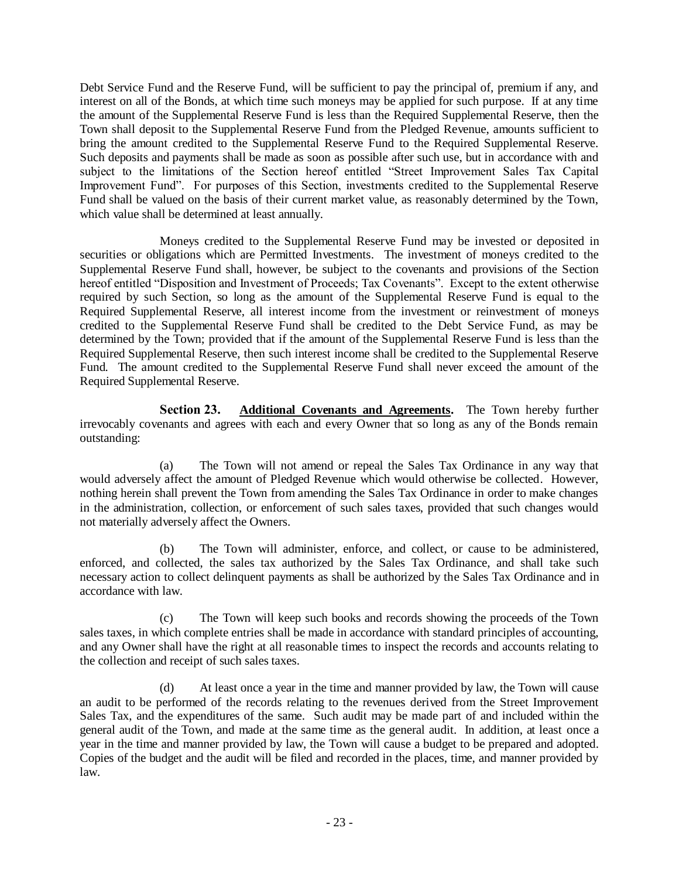Debt Service Fund and the Reserve Fund, will be sufficient to pay the principal of, premium if any, and interest on all of the Bonds, at which time such moneys may be applied for such purpose. If at any time the amount of the Supplemental Reserve Fund is less than the Required Supplemental Reserve, then the Town shall deposit to the Supplemental Reserve Fund from the Pledged Revenue, amounts sufficient to bring the amount credited to the Supplemental Reserve Fund to the Required Supplemental Reserve. Such deposits and payments shall be made as soon as possible after such use, but in accordance with and subject to the limitations of the Section hereof entitled "Street Improvement Sales Tax Capital Improvement Fund". For purposes of this Section, investments credited to the Supplemental Reserve Fund shall be valued on the basis of their current market value, as reasonably determined by the Town, which value shall be determined at least annually.

Moneys credited to the Supplemental Reserve Fund may be invested or deposited in securities or obligations which are Permitted Investments. The investment of moneys credited to the Supplemental Reserve Fund shall, however, be subject to the covenants and provisions of the Section hereof entitled "Disposition and Investment of Proceeds; Tax Covenants". Except to the extent otherwise required by such Section, so long as the amount of the Supplemental Reserve Fund is equal to the Required Supplemental Reserve, all interest income from the investment or reinvestment of moneys credited to the Supplemental Reserve Fund shall be credited to the Debt Service Fund, as may be determined by the Town; provided that if the amount of the Supplemental Reserve Fund is less than the Required Supplemental Reserve, then such interest income shall be credited to the Supplemental Reserve Fund. The amount credited to the Supplemental Reserve Fund shall never exceed the amount of the Required Supplemental Reserve.

**Section 23. Additional Covenants and Agreements.** The Town hereby further irrevocably covenants and agrees with each and every Owner that so long as any of the Bonds remain outstanding:

(a) The Town will not amend or repeal the Sales Tax Ordinance in any way that would adversely affect the amount of Pledged Revenue which would otherwise be collected. However, nothing herein shall prevent the Town from amending the Sales Tax Ordinance in order to make changes in the administration, collection, or enforcement of such sales taxes, provided that such changes would not materially adversely affect the Owners.

(b) The Town will administer, enforce, and collect, or cause to be administered, enforced, and collected, the sales tax authorized by the Sales Tax Ordinance, and shall take such necessary action to collect delinquent payments as shall be authorized by the Sales Tax Ordinance and in accordance with law.

(c) The Town will keep such books and records showing the proceeds of the Town sales taxes, in which complete entries shall be made in accordance with standard principles of accounting, and any Owner shall have the right at all reasonable times to inspect the records and accounts relating to the collection and receipt of such sales taxes.

(d) At least once a year in the time and manner provided by law, the Town will cause an audit to be performed of the records relating to the revenues derived from the Street Improvement Sales Tax, and the expenditures of the same. Such audit may be made part of and included within the general audit of the Town, and made at the same time as the general audit. In addition, at least once a year in the time and manner provided by law, the Town will cause a budget to be prepared and adopted. Copies of the budget and the audit will be filed and recorded in the places, time, and manner provided by law.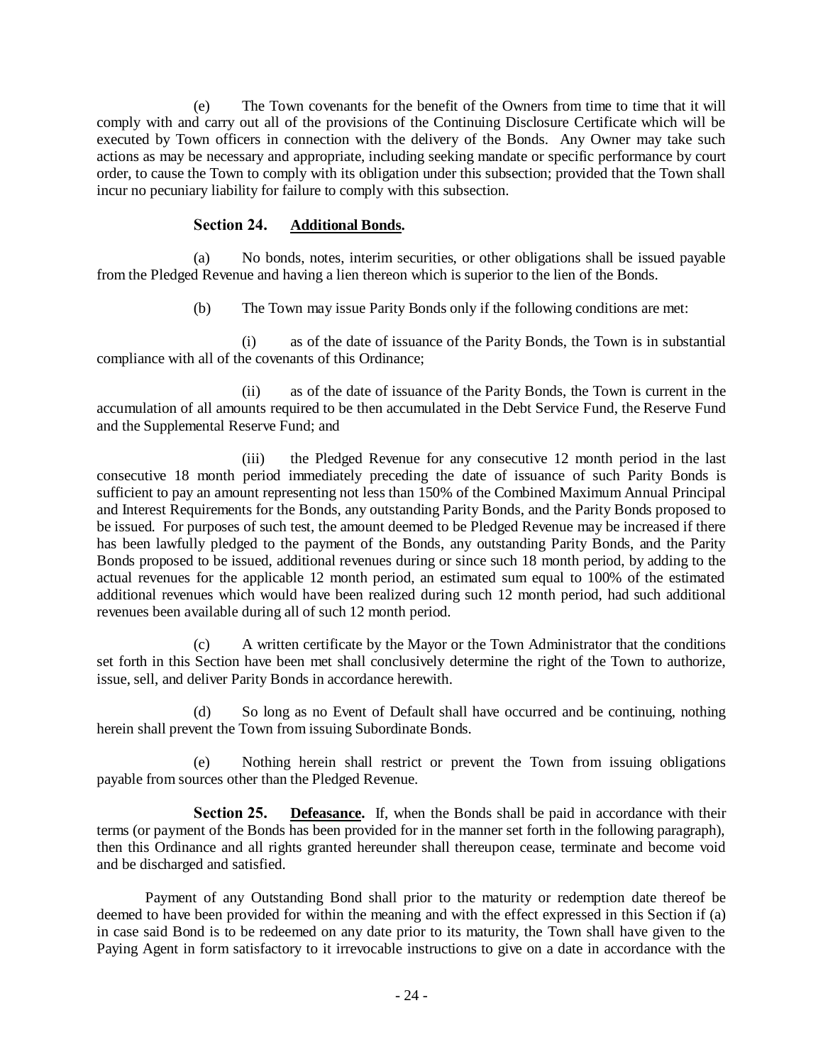(e) The Town covenants for the benefit of the Owners from time to time that it will comply with and carry out all of the provisions of the Continuing Disclosure Certificate which will be executed by Town officers in connection with the delivery of the Bonds. Any Owner may take such actions as may be necessary and appropriate, including seeking mandate or specific performance by court order, to cause the Town to comply with its obligation under this subsection; provided that the Town shall incur no pecuniary liability for failure to comply with this subsection.

**Section 24. Additional Bonds.**

(a) No bonds, notes, interim securities, or other obligations shall be issued payable from the Pledged Revenue and having a lien thereon which is superior to the lien of the Bonds.

(b) The Town may issue Parity Bonds only if the following conditions are met:

(i) as of the date of issuance of the Parity Bonds, the Town is in substantial compliance with all of the covenants of this Ordinance;

(ii) as of the date of issuance of the Parity Bonds, the Town is current in the accumulation of all amounts required to be then accumulated in the Debt Service Fund, the Reserve Fund and the Supplemental Reserve Fund; and

(iii) the Pledged Revenue for any consecutive 12 month period in the last consecutive 18 month period immediately preceding the date of issuance of such Parity Bonds is sufficient to pay an amount representing not less than 150% of the Combined Maximum Annual Principal and Interest Requirements for the Bonds, any outstanding Parity Bonds, and the Parity Bonds proposed to be issued. For purposes of such test, the amount deemed to be Pledged Revenue may be increased if there has been lawfully pledged to the payment of the Bonds, any outstanding Parity Bonds, and the Parity Bonds proposed to be issued, additional revenues during or since such 18 month period, by adding to the actual revenues for the applicable 12 month period, an estimated sum equal to 100% of the estimated additional revenues which would have been realized during such 12 month period, had such additional revenues been available during all of such 12 month period.

(c) A written certificate by the Mayor or the Town Administrator that the conditions set forth in this Section have been met shall conclusively determine the right of the Town to authorize, issue, sell, and deliver Parity Bonds in accordance herewith.

(d) So long as no Event of Default shall have occurred and be continuing, nothing herein shall prevent the Town from issuing Subordinate Bonds.

(e) Nothing herein shall restrict or prevent the Town from issuing obligations payable from sources other than the Pledged Revenue.

**Section 25. Defeasance.** If, when the Bonds shall be paid in accordance with their terms (or payment of the Bonds has been provided for in the manner set forth in the following paragraph), then this Ordinance and all rights granted hereunder shall thereupon cease, terminate and become void and be discharged and satisfied.

Payment of any Outstanding Bond shall prior to the maturity or redemption date thereof be deemed to have been provided for within the meaning and with the effect expressed in this Section if (a) in case said Bond is to be redeemed on any date prior to its maturity, the Town shall have given to the Paying Agent in form satisfactory to it irrevocable instructions to give on a date in accordance with the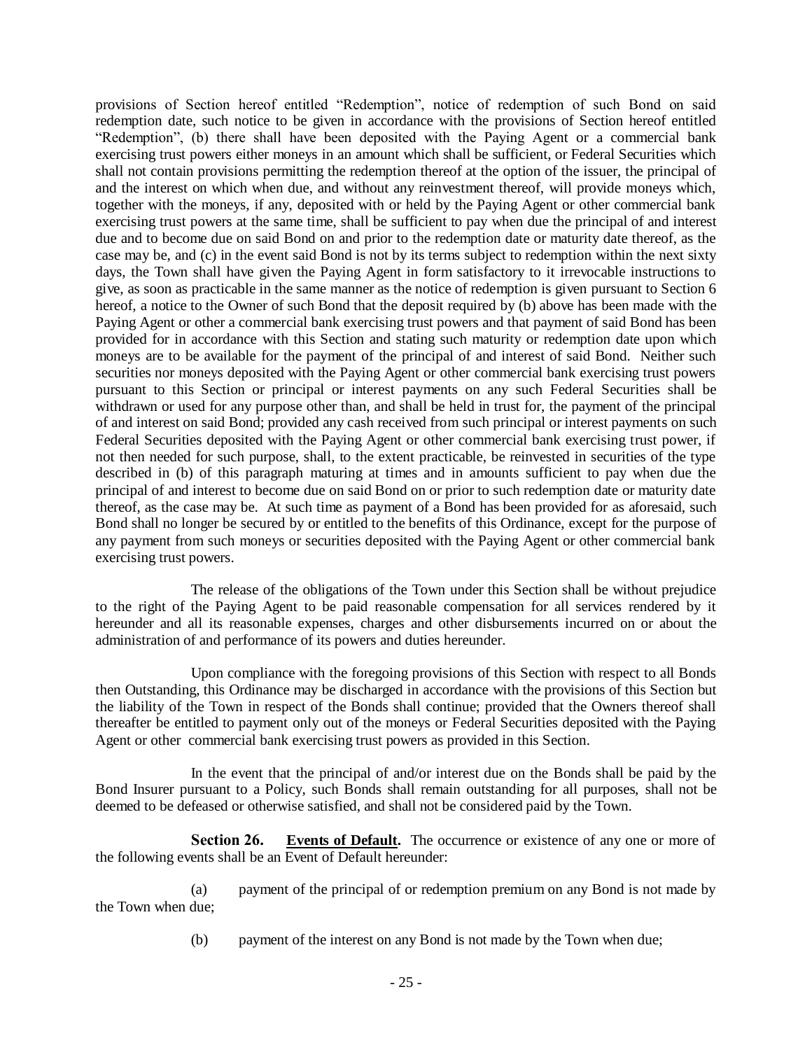provisions of Section hereof entitled "Redemption", notice of redemption of such Bond on said redemption date, such notice to be given in accordance with the provisions of Section hereof entitled "Redemption", (b) there shall have been deposited with the Paying Agent or a commercial bank exercising trust powers either moneys in an amount which shall be sufficient, or Federal Securities which shall not contain provisions permitting the redemption thereof at the option of the issuer, the principal of and the interest on which when due, and without any reinvestment thereof, will provide moneys which, together with the moneys, if any, deposited with or held by the Paying Agent or other commercial bank exercising trust powers at the same time, shall be sufficient to pay when due the principal of and interest due and to become due on said Bond on and prior to the redemption date or maturity date thereof, as the case may be, and (c) in the event said Bond is not by its terms subject to redemption within the next sixty days, the Town shall have given the Paying Agent in form satisfactory to it irrevocable instructions to give, as soon as practicable in the same manner as the notice of redemption is given pursuant to Section 6 hereof, a notice to the Owner of such Bond that the deposit required by (b) above has been made with the Paying Agent or other a commercial bank exercising trust powers and that payment of said Bond has been provided for in accordance with this Section and stating such maturity or redemption date upon which moneys are to be available for the payment of the principal of and interest of said Bond. Neither such securities nor moneys deposited with the Paying Agent or other commercial bank exercising trust powers pursuant to this Section or principal or interest payments on any such Federal Securities shall be withdrawn or used for any purpose other than, and shall be held in trust for, the payment of the principal of and interest on said Bond; provided any cash received from such principal or interest payments on such Federal Securities deposited with the Paying Agent or other commercial bank exercising trust power, if not then needed for such purpose, shall, to the extent practicable, be reinvested in securities of the type described in (b) of this paragraph maturing at times and in amounts sufficient to pay when due the principal of and interest to become due on said Bond on or prior to such redemption date or maturity date thereof, as the case may be. At such time as payment of a Bond has been provided for as aforesaid, such Bond shall no longer be secured by or entitled to the benefits of this Ordinance, except for the purpose of any payment from such moneys or securities deposited with the Paying Agent or other commercial bank exercising trust powers.

The release of the obligations of the Town under this Section shall be without prejudice to the right of the Paying Agent to be paid reasonable compensation for all services rendered by it hereunder and all its reasonable expenses, charges and other disbursements incurred on or about the administration of and performance of its powers and duties hereunder.

Upon compliance with the foregoing provisions of this Section with respect to all Bonds then Outstanding, this Ordinance may be discharged in accordance with the provisions of this Section but the liability of the Town in respect of the Bonds shall continue; provided that the Owners thereof shall thereafter be entitled to payment only out of the moneys or Federal Securities deposited with the Paying Agent or other commercial bank exercising trust powers as provided in this Section.

In the event that the principal of and/or interest due on the Bonds shall be paid by the Bond Insurer pursuant to a Policy, such Bonds shall remain outstanding for all purposes, shall not be deemed to be defeased or otherwise satisfied, and shall not be considered paid by the Town.

**Section 26. Events of Default.** The occurrence or existence of any one or more of the following events shall be an Event of Default hereunder:

(a) payment of the principal of or redemption premium on any Bond is not made by the Town when due;

(b) payment of the interest on any Bond is not made by the Town when due;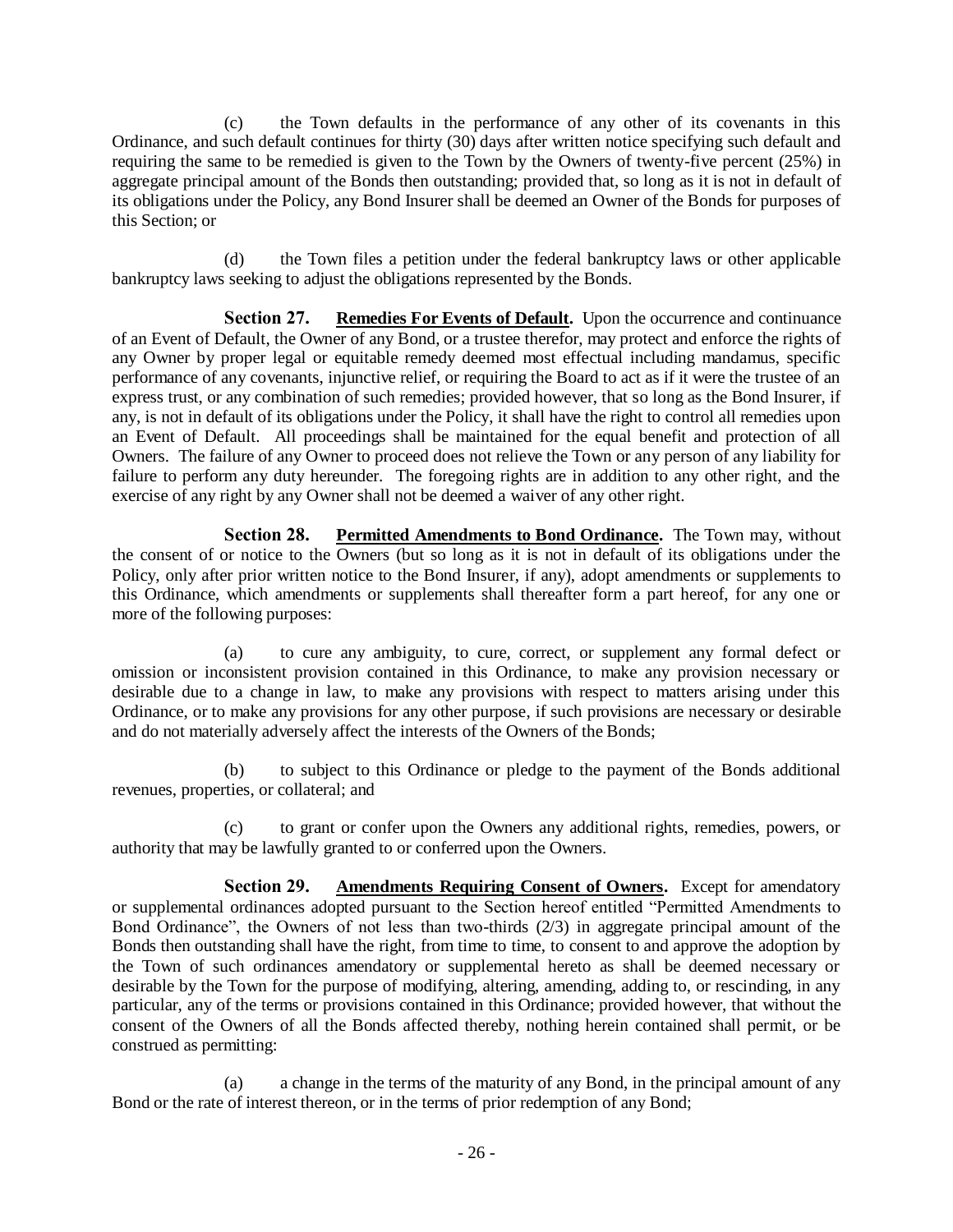(c) the Town defaults in the performance of any other of its covenants in this Ordinance, and such default continues for thirty (30) days after written notice specifying such default and requiring the same to be remedied is given to the Town by the Owners of twenty-five percent (25%) in aggregate principal amount of the Bonds then outstanding; provided that, so long as it is not in default of its obligations under the Policy, any Bond Insurer shall be deemed an Owner of the Bonds for purposes of this Section; or

(d) the Town files a petition under the federal bankruptcy laws or other applicable bankruptcy laws seeking to adjust the obligations represented by the Bonds.

**Section 27. Remedies For Events of Default.** Upon the occurrence and continuance of an Event of Default, the Owner of any Bond, or a trustee therefor, may protect and enforce the rights of any Owner by proper legal or equitable remedy deemed most effectual including mandamus, specific performance of any covenants, injunctive relief, or requiring the Board to act as if it were the trustee of an express trust, or any combination of such remedies; provided however, that so long as the Bond Insurer, if any, is not in default of its obligations under the Policy, it shall have the right to control all remedies upon an Event of Default. All proceedings shall be maintained for the equal benefit and protection of all Owners. The failure of any Owner to proceed does not relieve the Town or any person of any liability for failure to perform any duty hereunder. The foregoing rights are in addition to any other right, and the exercise of any right by any Owner shall not be deemed a waiver of any other right.

**Section 28. Permitted Amendments to Bond Ordinance.** The Town may, without the consent of or notice to the Owners (but so long as it is not in default of its obligations under the Policy, only after prior written notice to the Bond Insurer, if any), adopt amendments or supplements to this Ordinance, which amendments or supplements shall thereafter form a part hereof, for any one or more of the following purposes:

(a) to cure any ambiguity, to cure, correct, or supplement any formal defect or omission or inconsistent provision contained in this Ordinance, to make any provision necessary or desirable due to a change in law, to make any provisions with respect to matters arising under this Ordinance, or to make any provisions for any other purpose, if such provisions are necessary or desirable and do not materially adversely affect the interests of the Owners of the Bonds;

(b) to subject to this Ordinance or pledge to the payment of the Bonds additional revenues, properties, or collateral; and

(c) to grant or confer upon the Owners any additional rights, remedies, powers, or authority that may be lawfully granted to or conferred upon the Owners.

**Section 29. Amendments Requiring Consent of Owners.** Except for amendatory or supplemental ordinances adopted pursuant to the Section hereof entitled "Permitted Amendments to Bond Ordinance", the Owners of not less than two-thirds (2/3) in aggregate principal amount of the Bonds then outstanding shall have the right, from time to time, to consent to and approve the adoption by the Town of such ordinances amendatory or supplemental hereto as shall be deemed necessary or desirable by the Town for the purpose of modifying, altering, amending, adding to, or rescinding, in any particular, any of the terms or provisions contained in this Ordinance; provided however, that without the consent of the Owners of all the Bonds affected thereby, nothing herein contained shall permit, or be construed as permitting:

(a) a change in the terms of the maturity of any Bond, in the principal amount of any Bond or the rate of interest thereon, or in the terms of prior redemption of any Bond;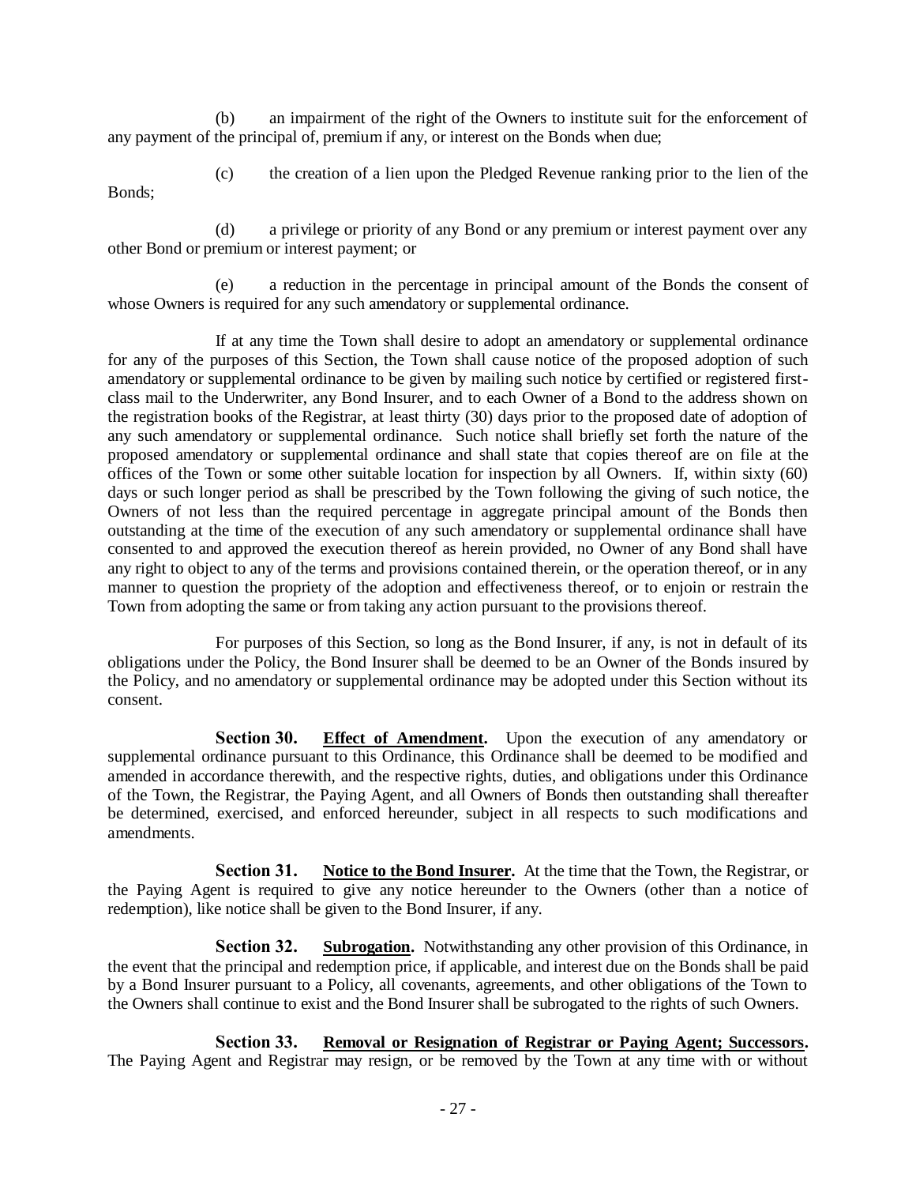(b) an impairment of the right of the Owners to institute suit for the enforcement of any payment of the principal of, premium if any, or interest on the Bonds when due;

(c) the creation of a lien upon the Pledged Revenue ranking prior to the lien of the Bonds;

(d) a privilege or priority of any Bond or any premium or interest payment over any other Bond or premium or interest payment; or

(e) a reduction in the percentage in principal amount of the Bonds the consent of whose Owners is required for any such amendatory or supplemental ordinance.

If at any time the Town shall desire to adopt an amendatory or supplemental ordinance for any of the purposes of this Section, the Town shall cause notice of the proposed adoption of such amendatory or supplemental ordinance to be given by mailing such notice by certified or registered first-class mail to the Underwriter, any Bond Insurer, and to each Owner of a Bond to the address shown on the registration books of the Registrar, at least thirty (30) days prior to the proposed date of adoption of any such amendatory or supplemental ordinance. Such notice shall briefly set forth the nature of the proposed amendatory or supplemental ordinance and shall state that copies thereof are on file at the offices of the Town or some other suitable location for inspection by all Owners. If, within sixty (60) days or such longer period as shall be prescribed by the Town following the giving of such notice, the Owners of not less than the required percentage in aggregate principal amount of the Bonds then outstanding at the time of the execution of any such amendatory or supplemental ordinance shall have consented to and approved the execution thereof as herein provided, no Owner of any Bond shall have any right to object to any of the terms and provisions contained therein, or the operation thereof, or in any manner to question the propriety of the adoption and effectiveness thereof, or to enjoin or restrain the Town from adopting the same or from taking any action pursuant to the provisions thereof.

For purposes of this Section, so long as the Bond Insurer, if any, is not in default of its obligations under the Policy, the Bond Insurer shall be deemed to be an Owner of the Bonds insured by the Policy, and no amendatory or supplemental ordinance may be adopted under this Section without its consent.

**Section 30. Effect of Amendment.** Upon the execution of any amendatory or supplemental ordinance pursuant to this Ordinance, this Ordinance shall be deemed to be modified and amended in accordance therewith, and the respective rights, duties, and obligations under this Ordinance of the Town, the Registrar, the Paying Agent, and all Owners of Bonds then outstanding shall thereafter be determined, exercised, and enforced hereunder, subject in all respects to such modifications and amendments.

**Section 31. Notice to the Bond Insurer.** At the time that the Town, the Registrar, or the Paying Agent is required to give any notice hereunder to the Owners (other than a notice of redemption), like notice shall be given to the Bond Insurer, if any.

**Section 32. Subrogation.** Notwithstanding any other provision of this Ordinance, in the event that the principal and redemption price, if applicable, and interest due on the Bonds shall be paid by a Bond Insurer pursuant to a Policy, all covenants, agreements, and other obligations of the Town to the Owners shall continue to exist and the Bond Insurer shall be subrogated to the rights of such Owners.

**Section 33. Removal or Resignation of Registrar or Paying Agent; Successors.** The Paying Agent and Registrar may resign, or be removed by the Town at any time with or without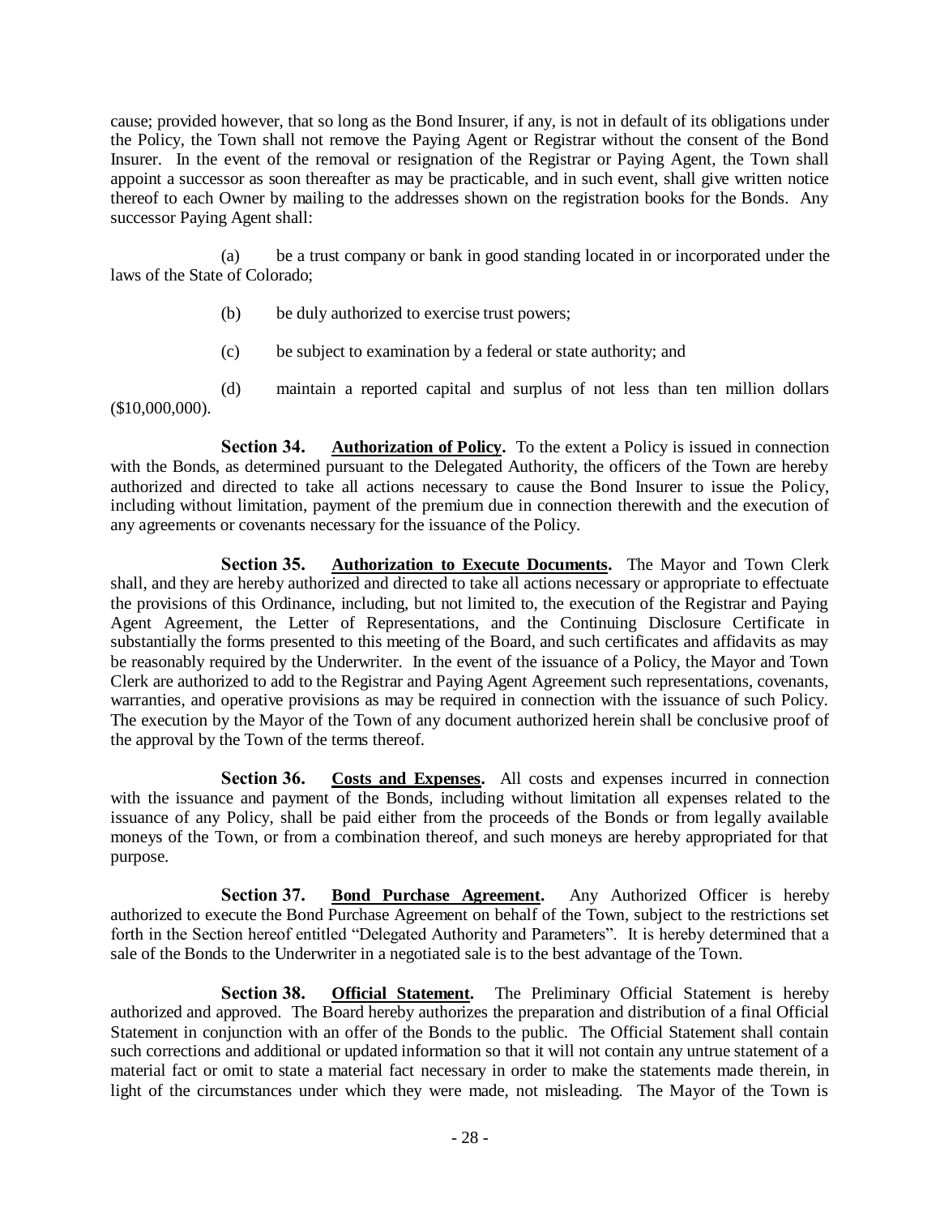cause; provided however, that so long as the Bond Insurer, if any, is not in default of its obligations under the Policy, the Town shall not remove the Paying Agent or Registrar without the consent of the Bond Insurer. In the event of the removal or resignation of the Registrar or Paying Agent, the Town shall appoint a successor as soon thereafter as may be practicable, and in such event, shall give written notice thereof to each Owner by mailing to the addresses shown on the registration books for the Bonds. Any successor Paying Agent shall:

(a) be a trust company or bank in good standing located in or incorporated under the laws of the State of Colorado;

(b) be duly authorized to exercise trust powers;

(c) be subject to examination by a federal or state authority; and

(d) maintain a reported capital and surplus of not less than ten million dollars ($10,000,000).

**Section 34. Authorization of Policy.** To the extent a Policy is issued in connection with the Bonds, as determined pursuant to the Delegated Authority, the officers of the Town are hereby authorized and directed to take all actions necessary to cause the Bond Insurer to issue the Policy, including without limitation, payment of the premium due in connection therewith and the execution of any agreements or covenants necessary for the issuance of the Policy.

**Section 35. Authorization to Execute Documents.** The Mayor and Town Clerk shall, and they are hereby authorized and directed to take all actions necessary or appropriate to effectuate the provisions of this Ordinance, including, but not limited to, the execution of the Registrar and Paying Agent Agreement, the Letter of Representations, and the Continuing Disclosure Certificate in substantially the forms presented to this meeting of the Board, and such certificates and affidavits as may be reasonably required by the Underwriter. In the event of the issuance of a Policy, the Mayor and Town Clerk are authorized to add to the Registrar and Paying Agent Agreement such representations, covenants, warranties, and operative provisions as may be required in connection with the issuance of such Policy. The execution by the Mayor of the Town of any document authorized herein shall be conclusive proof of the approval by the Town of the terms thereof.

**Section 36. Costs and Expenses.** All costs and expenses incurred in connection with the issuance and payment of the Bonds, including without limitation all expenses related to the issuance of any Policy, shall be paid either from the proceeds of the Bonds or from legally available moneys of the Town, or from a combination thereof, and such moneys are hereby appropriated for that purpose.

**Section 37. Bond Purchase Agreement.** Any Authorized Officer is hereby authorized to execute the Bond Purchase Agreement on behalf of the Town, subject to the restrictions set forth in the Section hereof entitled "Delegated Authority and Parameters". It is hereby determined that a sale of the Bonds to the Underwriter in a negotiated sale is to the best advantage of the Town.

**Section 38. Official Statement.** The Preliminary Official Statement is hereby authorized and approved. The Board hereby authorizes the preparation and distribution of a final Official Statement in conjunction with an offer of the Bonds to the public. The Official Statement shall contain such corrections and additional or updated information so that it will not contain any untrue statement of a material fact or omit to state a material fact necessary in order to make the statements made therein, in light of the circumstances under which they were made, not misleading. The Mayor of the Town is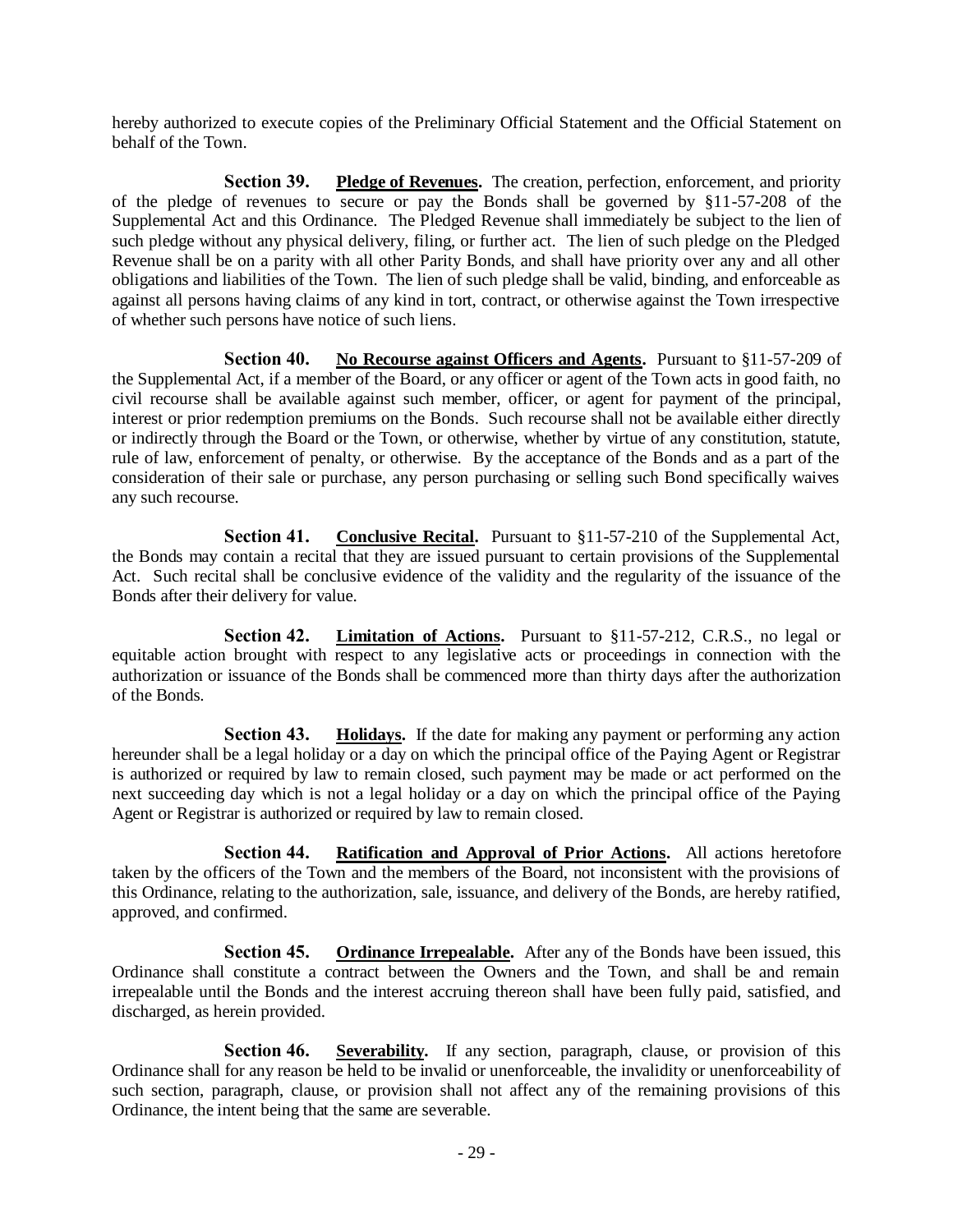hereby authorized to execute copies of the Preliminary Official Statement and the Official Statement on behalf of the Town.

**Section 39. Pledge of Revenues.** The creation, perfection, enforcement, and priority of the pledge of revenues to secure or pay the Bonds shall be governed by §11-57-208 of the Supplemental Act and this Ordinance. The Pledged Revenue shall immediately be subject to the lien of such pledge without any physical delivery, filing, or further act. The lien of such pledge on the Pledged Revenue shall be on a parity with all other Parity Bonds, and shall have priority over any and all other obligations and liabilities of the Town. The lien of such pledge shall be valid, binding, and enforceable as against all persons having claims of any kind in tort, contract, or otherwise against the Town irrespective of whether such persons have notice of such liens.

**Section 40. No Recourse against Officers and Agents.** Pursuant to §11-57-209 of the Supplemental Act, if a member of the Board, or any officer or agent of the Town acts in good faith, no civil recourse shall be available against such member, officer, or agent for payment of the principal, interest or prior redemption premiums on the Bonds. Such recourse shall not be available either directly or indirectly through the Board or the Town, or otherwise, whether by virtue of any constitution, statute, rule of law, enforcement of penalty, or otherwise. By the acceptance of the Bonds and as a part of the consideration of their sale or purchase, any person purchasing or selling such Bond specifically waives any such recourse.

**Section 41. Conclusive Recital.** Pursuant to §11-57-210 of the Supplemental Act, the Bonds may contain a recital that they are issued pursuant to certain provisions of the Supplemental Act. Such recital shall be conclusive evidence of the validity and the regularity of the issuance of the Bonds after their delivery for value.

**Section 42. Limitation of Actions.** Pursuant to §11-57-212, C.R.S., no legal or equitable action brought with respect to any legislative acts or proceedings in connection with the authorization or issuance of the Bonds shall be commenced more than thirty days after the authorization of the Bonds.

**Section 43. Holidays.** If the date for making any payment or performing any action hereunder shall be a legal holiday or a day on which the principal office of the Paying Agent or Registrar is authorized or required by law to remain closed, such payment may be made or act performed on the next succeeding day which is not a legal holiday or a day on which the principal office of the Paying Agent or Registrar is authorized or required by law to remain closed.

**Section 44. Ratification and Approval of Prior Actions.** All actions heretofore taken by the officers of the Town and the members of the Board, not inconsistent with the provisions of this Ordinance, relating to the authorization, sale, issuance, and delivery of the Bonds, are hereby ratified, approved, and confirmed.

**Section 45. Ordinance Irrepealable.** After any of the Bonds have been issued, this Ordinance shall constitute a contract between the Owners and the Town, and shall be and remain irrepealable until the Bonds and the interest accruing thereon shall have been fully paid, satisfied, and discharged, as herein provided.

**Section 46. Severability.** If any section, paragraph, clause, or provision of this Ordinance shall for any reason be held to be invalid or unenforceable, the invalidity or unenforceability of such section, paragraph, clause, or provision shall not affect any of the remaining provisions of this Ordinance, the intent being that the same are severable.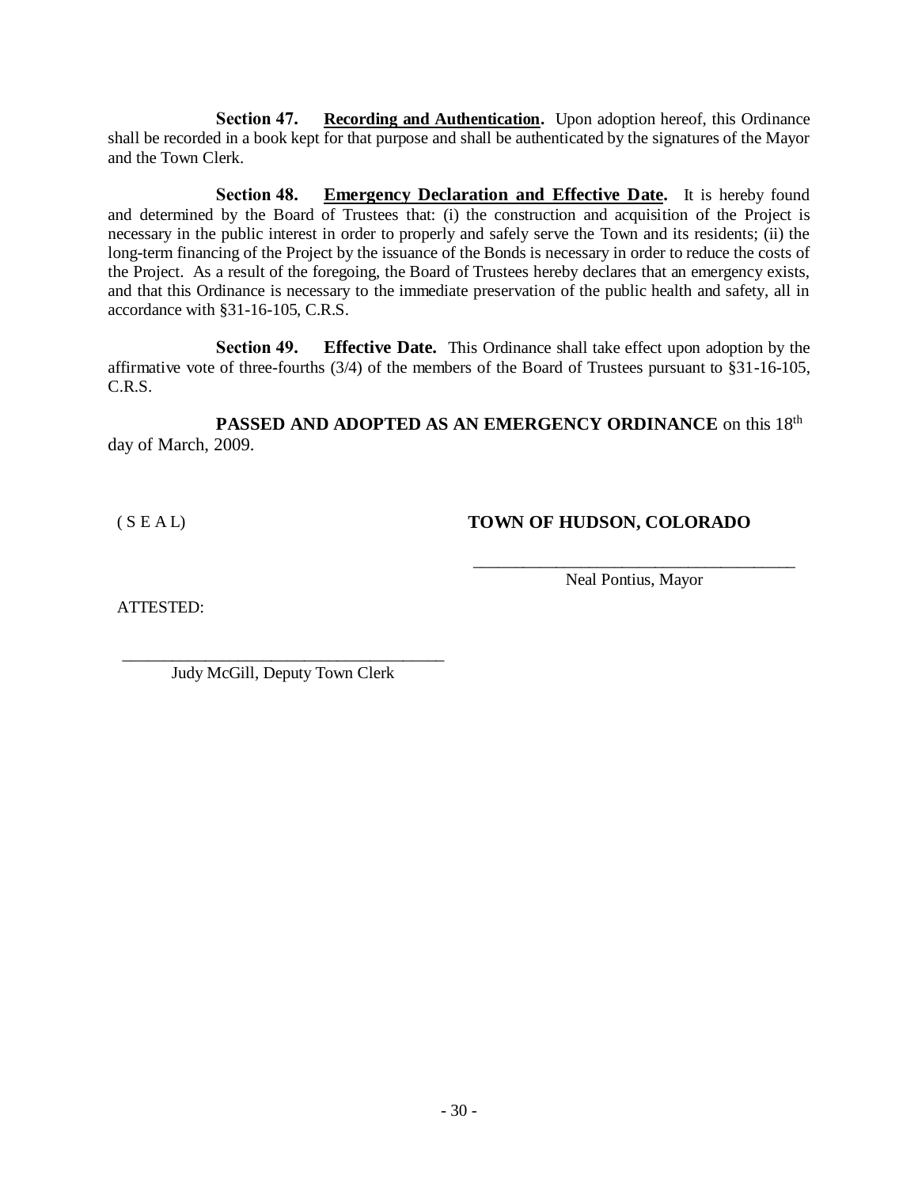**Section 47.** **<u>Recording and Authentication</u>.** Upon adoption hereof, this Ordinance shall be recorded in a book kept for that purpose and shall be authenticated by the signatures of the Mayor and the Town Clerk.

**Section 48.** **<u>Emergency Declaration and Effective Date</u>.** It is hereby found and determined by the Board of Trustees that: (i) the construction and acquisition of the Project is necessary in the public interest in order to properly and safely serve the Town and its residents; (ii) the long-term financing of the Project by the issuance of the Bonds is necessary in order to reduce the costs of the Project. As a result of the foregoing, the Board of Trustees hereby declares that an emergency exists, and that this Ordinance is necessary to the immediate preservation of the public health and safety, all in accordance with §31-16-105, C.R.S.

**Section 49.** **Effective Date.** This Ordinance shall take effect upon adoption by the affirmative vote of three-fourths (3/4) of the members of the Board of Trustees pursuant to §31-16-105, C.R.S.

**PASSED AND ADOPTED AS AN EMERGENCY ORDINANCE** on this 18th day of March, 2009.

( S E A L)

**TOWN OF HUDSON, COLORADO**

\_\_\_\_\_\_\_\_\_\_\_\_\_\_\_\_\_\_\_\_\_\_\_\_\_\_\_\_\_\_\_\_\_\_\_\_\_\_\_\_

Neal Pontius, Mayor

ATTESTED:

\_\_\_\_\_\_\_\_\_\_\_\_\_\_\_\_\_\_\_\_\_\_\_\_\_\_\_\_\_\_\_\_\_\_\_\_\_\_\_\_

Judy McGill, Deputy Town Clerk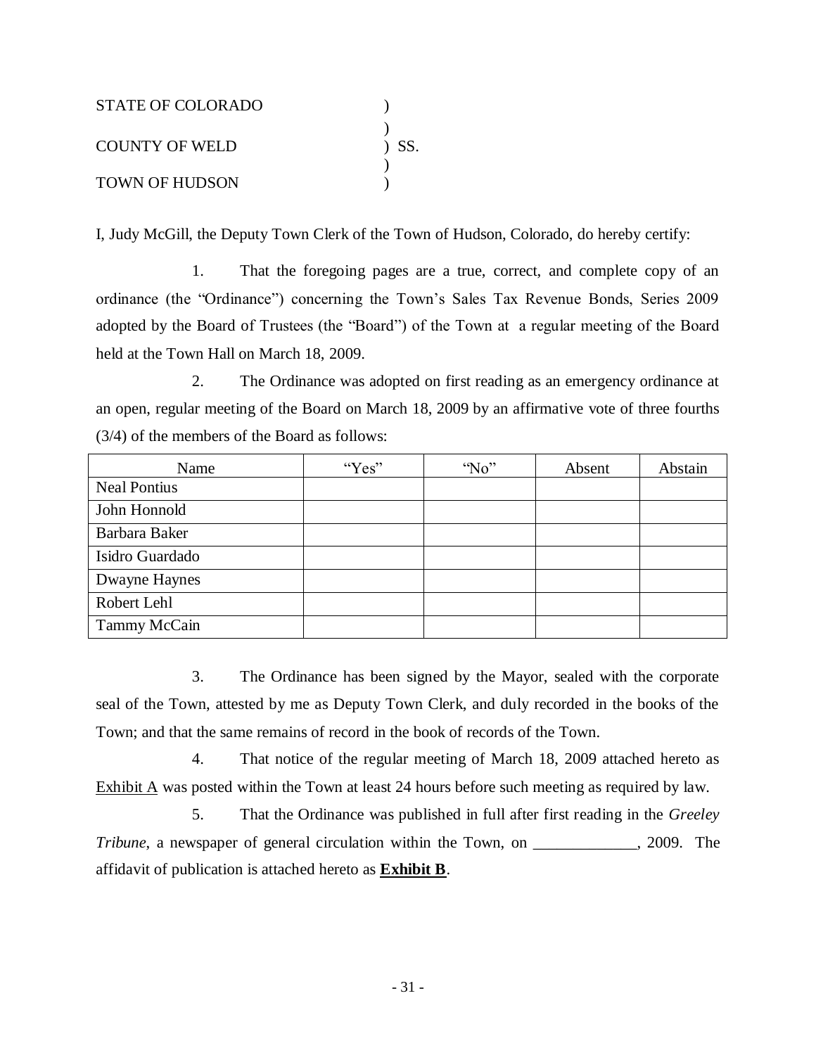STATE OF COLORADO )
)
COUNTY OF WELD ) SS.
)
TOWN OF HUDSON )

I, Judy McGill, the Deputy Town Clerk of the Town of Hudson, Colorado, do hereby certify:

1. That the foregoing pages are a true, correct, and complete copy of an ordinance (the "Ordinance") concerning the Town's Sales Tax Revenue Bonds, Series 2009 adopted by the Board of Trustees (the "Board") of the Town at a regular meeting of the Board held at the Town Hall on March 18, 2009.

2. The Ordinance was adopted on first reading as an emergency ordinance at an open, regular meeting of the Board on March 18, 2009 by an affirmative vote of three fourths (3/4) of the members of the Board as follows:

| Name | "Yes" | "No" | Absent | Abstain |
|---|---|---|---|---|
| Neal Pontius | | | | |
| John Honnold | | | | |
| Barbara Baker | | | | |
| Isidro Guardado | | | | |
| Dwayne Haynes | | | | |
| Robert Lehl | | | | |
| Tammy McCain | | | | |

3. The Ordinance has been signed by the Mayor, sealed with the corporate seal of the Town, attested by me as Deputy Town Clerk, and duly recorded in the books of the Town; and that the same remains of record in the book of records of the Town.

4. That notice of the regular meeting of March 18, 2009 attached hereto as Exhibit A was posted within the Town at least 24 hours before such meeting as required by law.

5. That the Ordinance was published in full after first reading in the *Greeley Tribune*, a newspaper of general circulation within the Town, on _____________, 2009. The affidavit of publication is attached hereto as **Exhibit B**.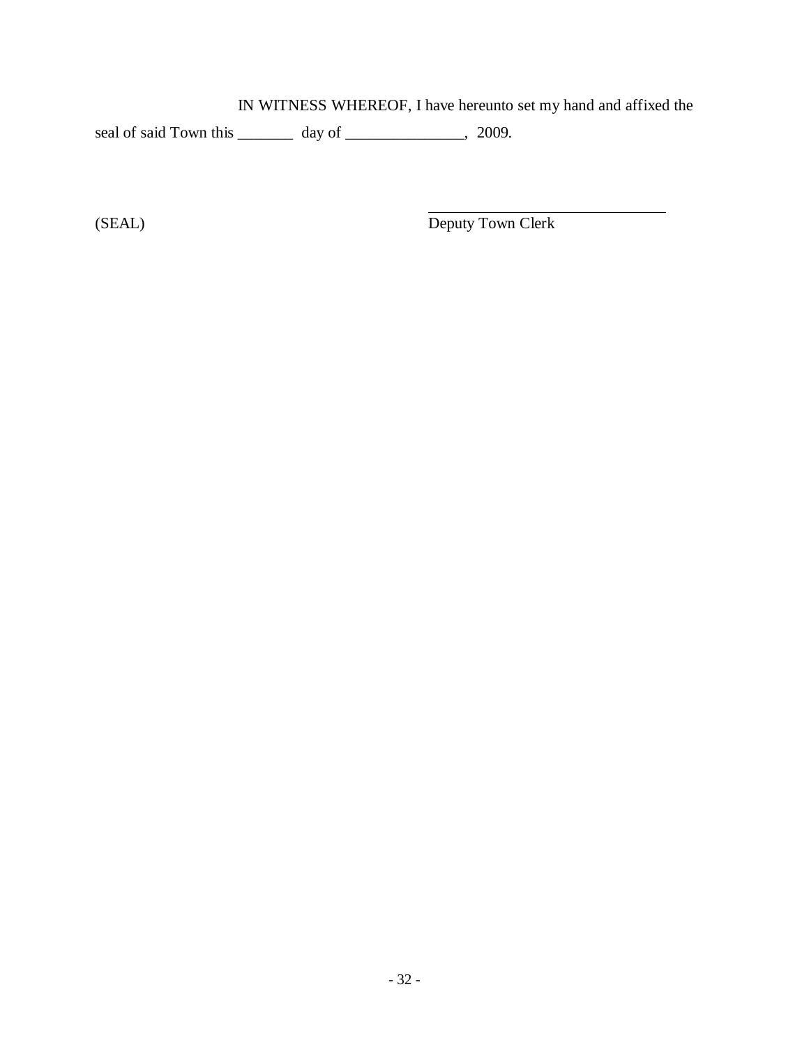IN WITNESS WHEREOF, I have hereunto set my hand and affixed the seal of said Town this _______ day of _______________, 2009.

(SEAL)

_______________________________
Deputy Town Clerk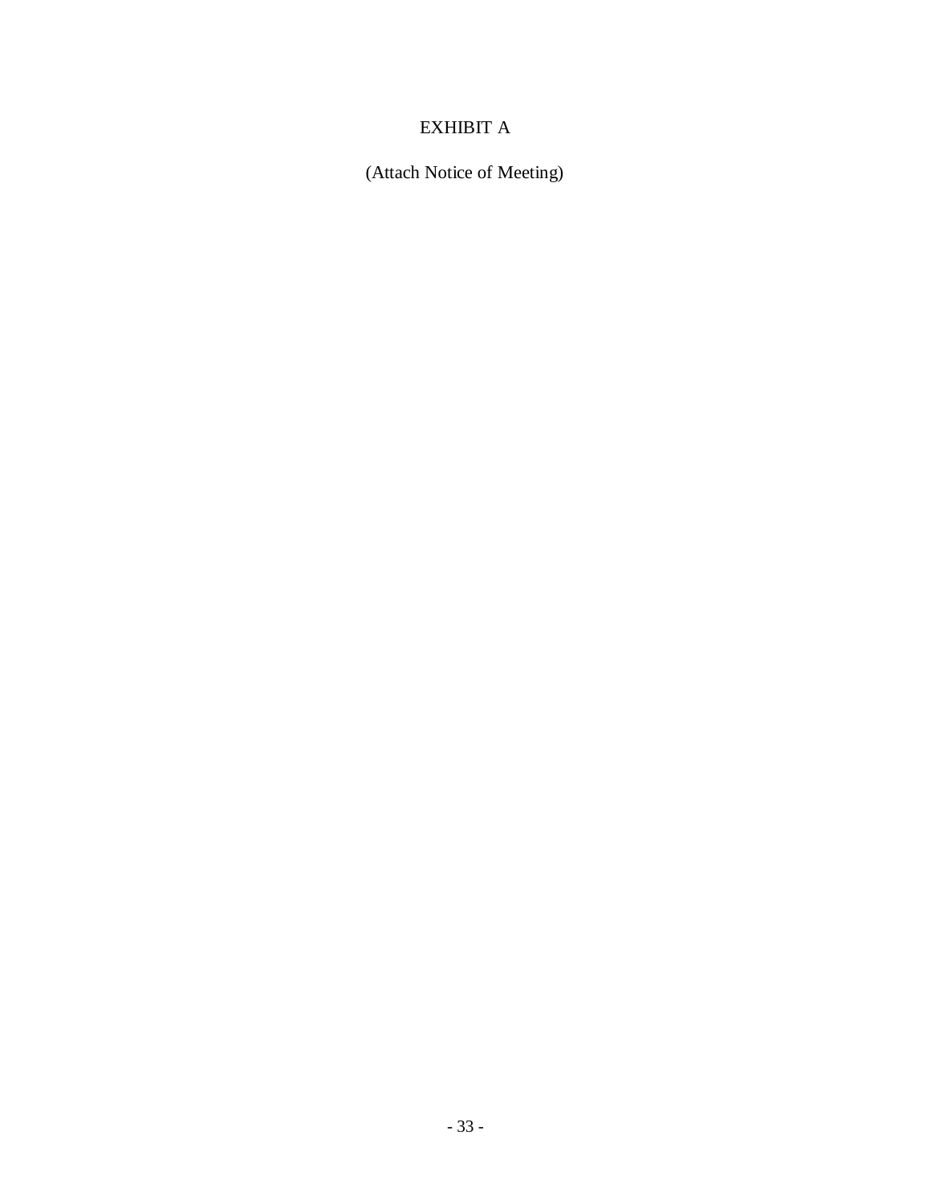# EXHIBIT A

(Attach Notice of Meeting)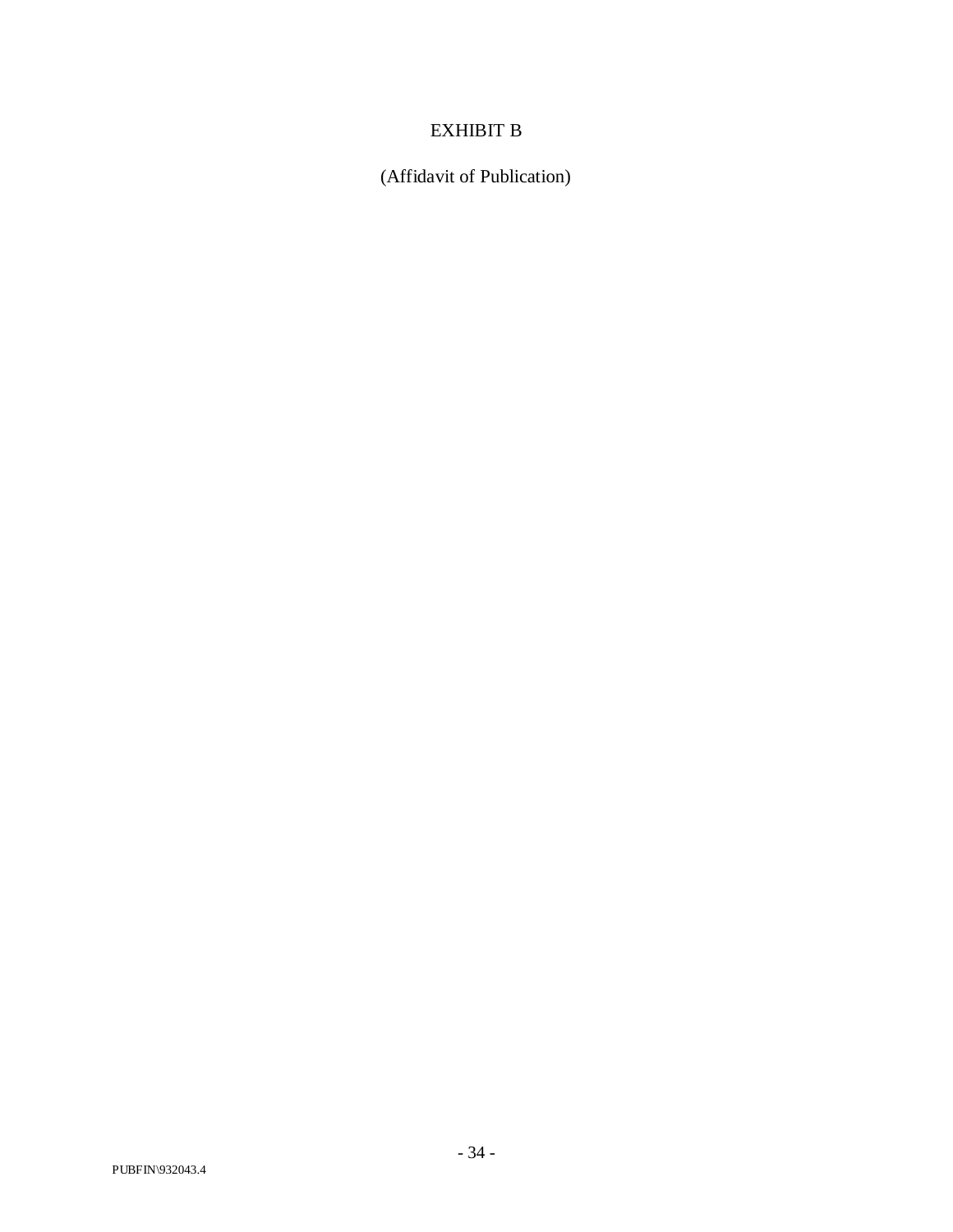# EXHIBIT B

(Affidavit of Publication)

PUBFIN\932043.4